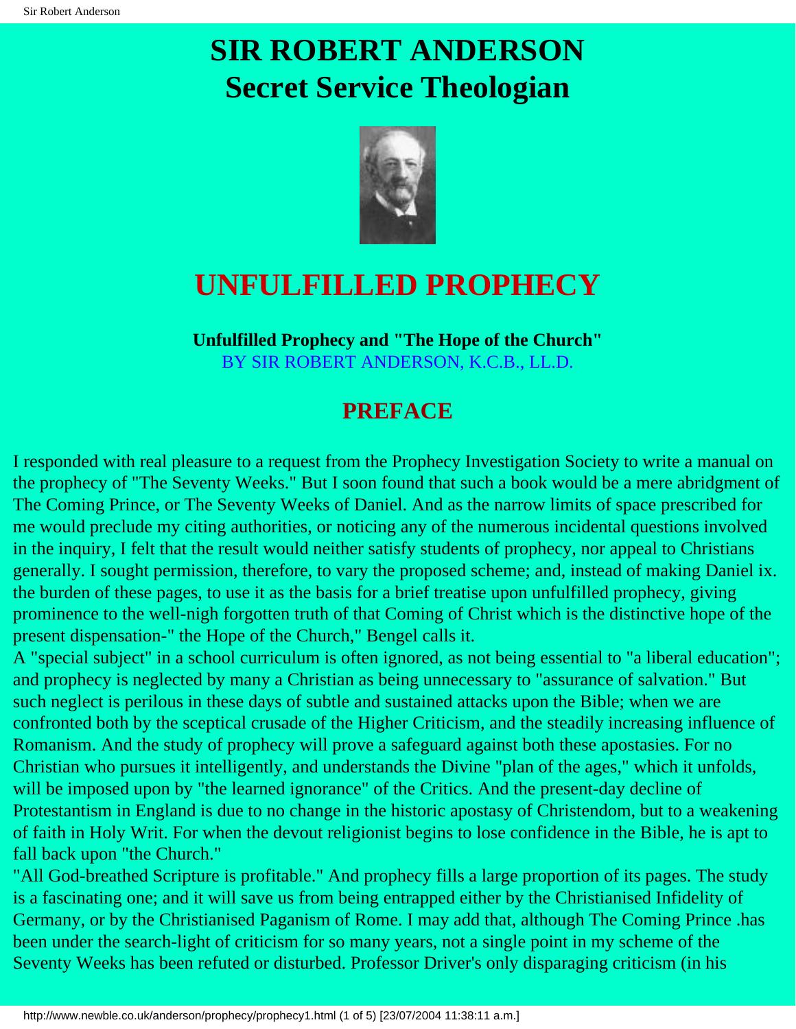# SIR ROBERT ANDERSON
# Secret Service Theologian

# UNFULFILLED PROPHECY

**Unfulfilled Prophecy and "The Hope of the Church"**
BY SIR ROBERT ANDERSON, K.C.B., LL.D.

## PREFACE

I responded with real pleasure to a request from the Prophecy Investigation Society to write a manual on the prophecy of "The Seventy Weeks." But I soon found that such a book would be a mere abridgment of The Coming Prince, or The Seventy Weeks of Daniel. And as the narrow limits of space prescribed for me would preclude my citing authorities, or noticing any of the numerous incidental questions involved in the inquiry, I felt that the result would neither satisfy students of prophecy, nor appeal to Christians generally. I sought permission, therefore, to vary the proposed scheme; and, instead of making Daniel ix. the burden of these pages, to use it as the basis for a brief treatise upon unfulfilled prophecy, giving prominence to the well-nigh forgotten truth of that Coming of Christ which is the distinctive hope of the present dispensation-" the Hope of the Church," Bengel calls it.

A "special subject" in a school curriculum is often ignored, as not being essential to "a liberal education"; and prophecy is neglected by many a Christian as being unnecessary to "assurance of salvation." But such neglect is perilous in these days of subtle and sustained attacks upon the Bible; when we are confronted both by the sceptical crusade of the Higher Criticism, and the steadily increasing influence of Romanism. And the study of prophecy will prove a safeguard against both these apostasies. For no Christian who pursues it intelligently, and understands the Divine "plan of the ages," which it unfolds, will be imposed upon by "the learned ignorance" of the Critics. And the present-day decline of Protestantism in England is due to no change in the historic apostasy of Christendom, but to a weakening of faith in Holy Writ. For when the devout religionist begins to lose confidence in the Bible, he is apt to fall back upon "the Church."

"All God-breathed Scripture is profitable." And prophecy fills a large proportion of its pages. The study is a fascinating one; and it will save us from being entrapped either by the Christianised Infidelity of Germany, or by the Christianised Paganism of Rome. I may add that, although The Coming Prince .has been under the search-light of criticism for so many years, not a single point in my scheme of the Seventy Weeks has been refuted or disturbed. Professor Driver's only disparaging criticism (in his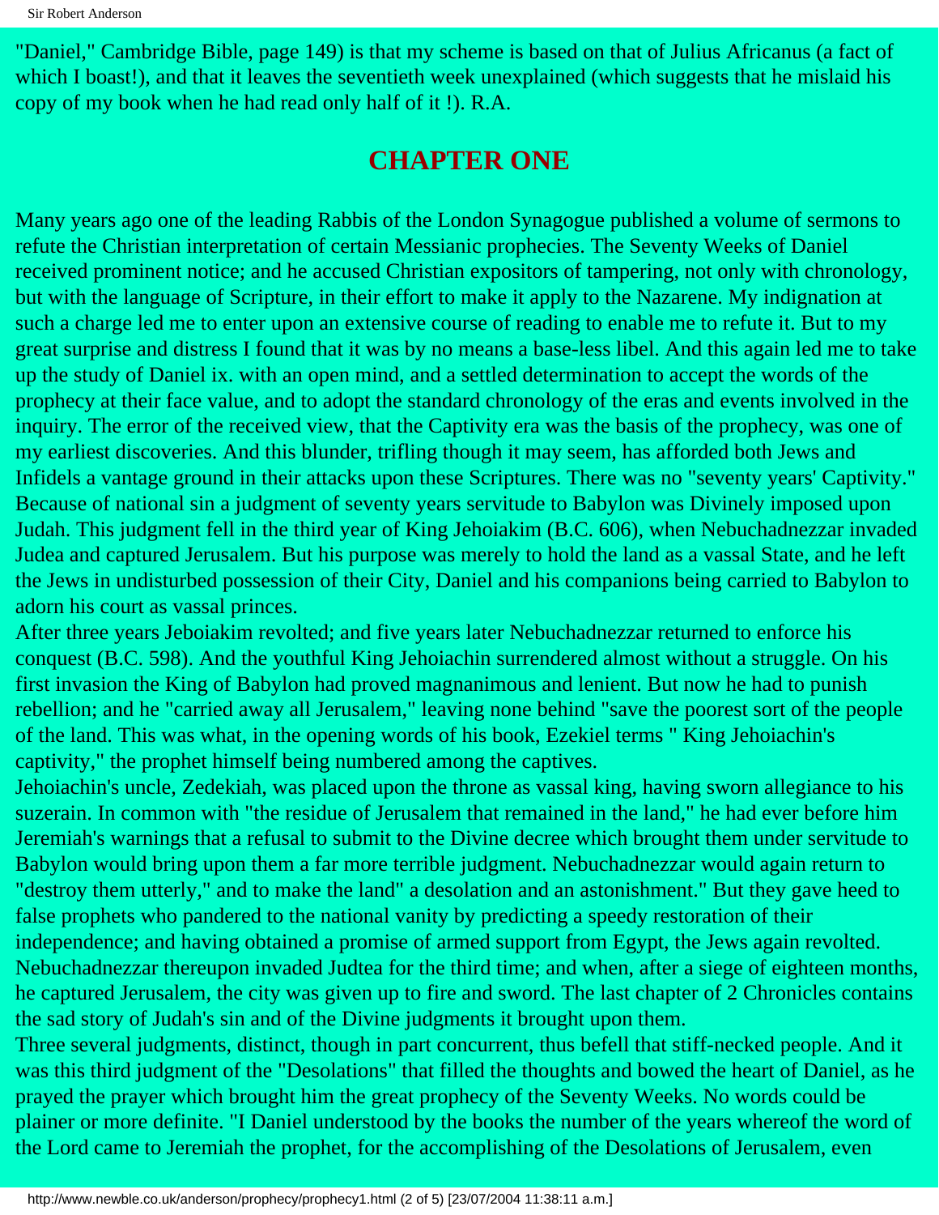"Daniel," Cambridge Bible, page 149) is that my scheme is based on that of Julius Africanus (a fact of which I boast!), and that it leaves the seventieth week unexplained (which suggests that he mislaid his copy of my book when he had read only half of it !). R.A.

## CHAPTER ONE

Many years ago one of the leading Rabbis of the London Synagogue published a volume of sermons to refute the Christian interpretation of certain Messianic prophecies. The Seventy Weeks of Daniel received prominent notice; and he accused Christian expositors of tampering, not only with chronology, but with the language of Scripture, in their effort to make it apply to the Nazarene. My indignation at such a charge led me to enter upon an extensive course of reading to enable me to refute it. But to my great surprise and distress I found that it was by no means a base-less libel. And this again led me to take up the study of Daniel ix. with an open mind, and a settled determination to accept the words of the prophecy at their face value, and to adopt the standard chronology of the eras and events involved in the inquiry. The error of the received view, that the Captivity era was the basis of the prophecy, was one of my earliest discoveries. And this blunder, trifling though it may seem, has afforded both Jews and Infidels a vantage ground in their attacks upon these Scriptures. There was no "seventy years' Captivity." Because of national sin a judgment of seventy years servitude to Babylon was Divinely imposed upon Judah. This judgment fell in the third year of King Jehoiakim (B.C. 606), when Nebuchadnezzar invaded Judea and captured Jerusalem. But his purpose was merely to hold the land as a vassal State, and he left the Jews in undisturbed possession of their City, Daniel and his companions being carried to Babylon to adorn his court as vassal princes.

After three years Jeboiakim revolted; and five years later Nebuchadnezzar returned to enforce his conquest (B.C. 598). And the youthful King Jehoiachin surrendered almost without a struggle. On his first invasion the King of Babylon had proved magnanimous and lenient. But now he had to punish rebellion; and he "carried away all Jerusalem," leaving none behind "save the poorest sort of the people of the land. This was what, in the opening words of his book, Ezekiel terms " King Jehoiachin's captivity," the prophet himself being numbered among the captives.

Jehoiachin's uncle, Zedekiah, was placed upon the throne as vassal king, having sworn allegiance to his suzerain. In common with "the residue of Jerusalem that remained in the land," he had ever before him Jeremiah's warnings that a refusal to submit to the Divine decree which brought them under servitude to Babylon would bring upon them a far more terrible judgment. Nebuchadnezzar would again return to "destroy them utterly," and to make the land" a desolation and an astonishment." But they gave heed to false prophets who pandered to the national vanity by predicting a speedy restoration of their independence; and having obtained a promise of armed support from Egypt, the Jews again revolted. Nebuchadnezzar thereupon invaded Judtea for the third time; and when, after a siege of eighteen months, he captured Jerusalem, the city was given up to fire and sword. The last chapter of 2 Chronicles contains the sad story of Judah's sin and of the Divine judgments it brought upon them.

Three several judgments, distinct, though in part concurrent, thus befell that stiff-necked people. And it was this third judgment of the "Desolations" that filled the thoughts and bowed the heart of Daniel, as he prayed the prayer which brought him the great prophecy of the Seventy Weeks. No words could be plainer or more definite. "I Daniel understood by the books the number of the years whereof the word of the Lord came to Jeremiah the prophet, for the accomplishing of the Desolations of Jerusalem, even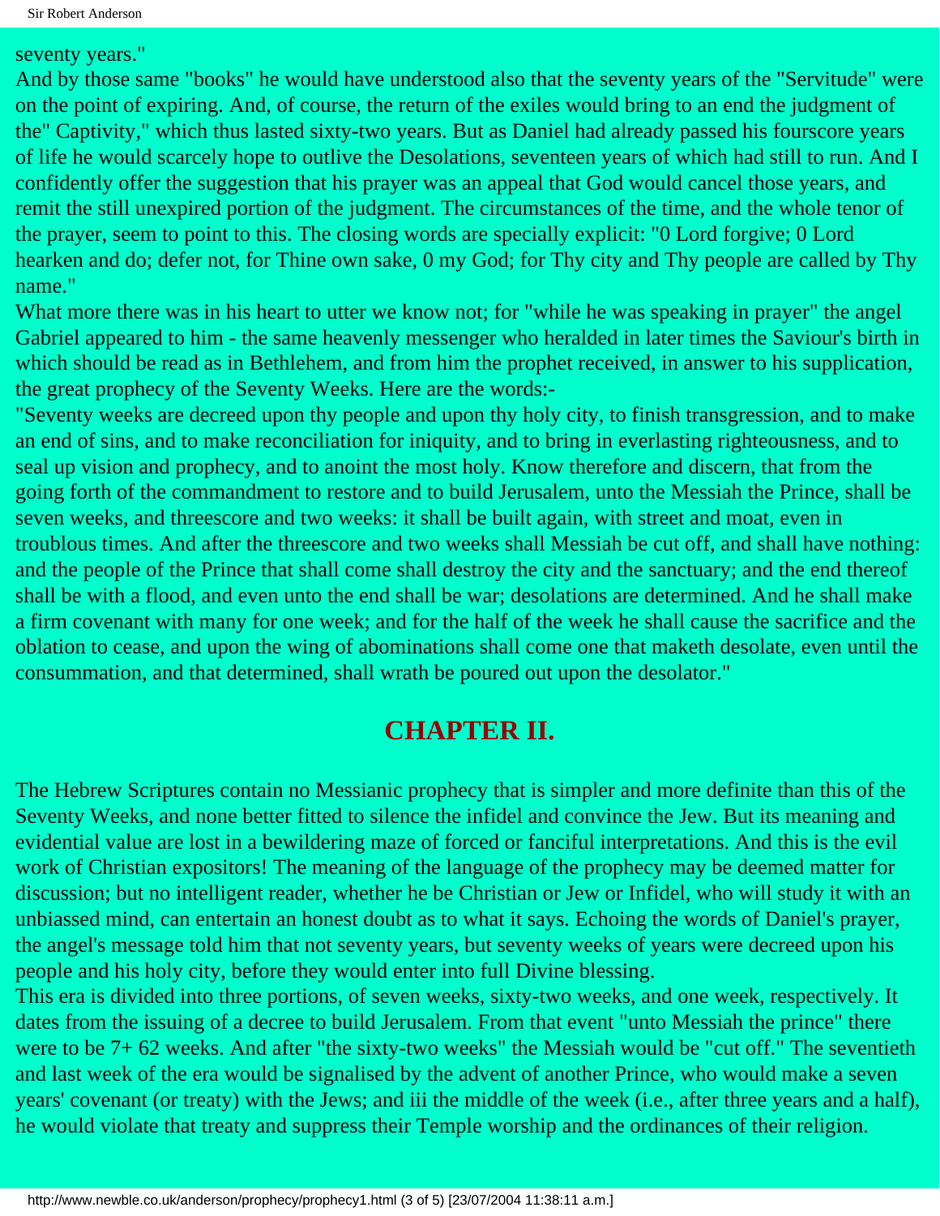seventy years."

And by those same "books" he would have understood also that the seventy years of the "Servitude" were on the point of expiring. And, of course, the return of the exiles would bring to an end the judgment of the" Captivity," which thus lasted sixty-two years. But as Daniel had already passed his fourscore years of life he would scarcely hope to outlive the Desolations, seventeen years of which had still to run. And I confidently offer the suggestion that his prayer was an appeal that God would cancel those years, and remit the still unexpired portion of the judgment. The circumstances of the time, and the whole tenor of the prayer, seem to point to this. The closing words are specially explicit: "0 Lord forgive; 0 Lord hearken and do; defer not, for Thine own sake, 0 my God; for Thy city and Thy people are called by Thy name."

What more there was in his heart to utter we know not; for "while he was speaking in prayer" the angel Gabriel appeared to him - the same heavenly messenger who heralded in later times the Saviour's birth in which should be read as in Bethlehem, and from him the prophet received, in answer to his supplication, the great prophecy of the Seventy Weeks. Here are the words:-

"Seventy weeks are decreed upon thy people and upon thy holy city, to finish transgression, and to make an end of sins, and to make reconciliation for iniquity, and to bring in everlasting righteousness, and to seal up vision and prophecy, and to anoint the most holy. Know therefore and discern, that from the going forth of the commandment to restore and to build Jerusalem, unto the Messiah the Prince, shall be seven weeks, and threescore and two weeks: it shall be built again, with street and moat, even in troublous times. And after the threescore and two weeks shall Messiah be cut off, and shall have nothing: and the people of the Prince that shall come shall destroy the city and the sanctuary; and the end thereof shall be with a flood, and even unto the end shall be war; desolations are determined. And he shall make a firm covenant with many for one week; and for the half of the week he shall cause the sacrifice and the oblation to cease, and upon the wing of abominations shall come one that maketh desolate, even until the consummation, and that determined, shall wrath be poured out upon the desolator."

## CHAPTER II.

The Hebrew Scriptures contain no Messianic prophecy that is simpler and more definite than this of the Seventy Weeks, and none better fitted to silence the infidel and convince the Jew. But its meaning and evidential value are lost in a bewildering maze of forced or fanciful interpretations. And this is the evil work of Christian expositors! The meaning of the language of the prophecy may be deemed matter for discussion; but no intelligent reader, whether he be Christian or Jew or Infidel, who will study it with an unbiassed mind, can entertain an honest doubt as to what it says. Echoing the words of Daniel's prayer, the angel's message told him that not seventy years, but seventy weeks of years were decreed upon his people and his holy city, before they would enter into full Divine blessing.

This era is divided into three portions, of seven weeks, sixty-two weeks, and one week, respectively. It dates from the issuing of a decree to build Jerusalem. From that event "unto Messiah the prince" there were to be 7+ 62 weeks. And after "the sixty-two weeks" the Messiah would be "cut off." The seventieth and last week of the era would be signalised by the advent of another Prince, who would make a seven years' covenant (or treaty) with the Jews; and iii the middle of the week (i.e., after three years and a half), he would violate that treaty and suppress their Temple worship and the ordinances of their religion.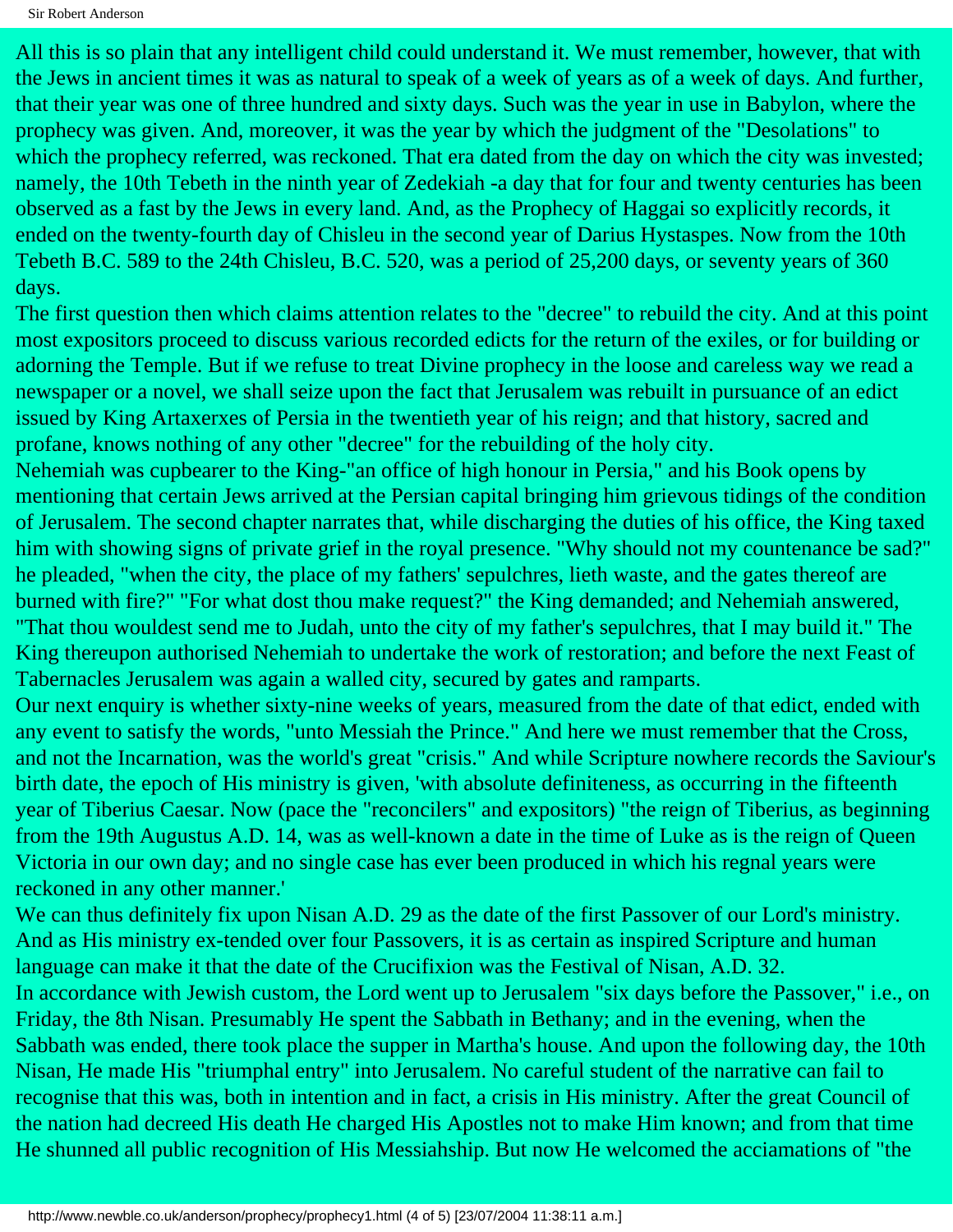All this is so plain that any intelligent child could understand it. We must remember, however, that with the Jews in ancient times it was as natural to speak of a week of years as of a week of days. And further, that their year was one of three hundred and sixty days. Such was the year in use in Babylon, where the prophecy was given. And, moreover, it was the year by which the judgment of the "Desolations" to which the prophecy referred, was reckoned. That era dated from the day on which the city was invested; namely, the 10th Tebeth in the ninth year of Zedekiah -a day that for four and twenty centuries has been observed as a fast by the Jews in every land. And, as the Prophecy of Haggai so explicitly records, it ended on the twenty-fourth day of Chisleu in the second year of Darius Hystaspes. Now from the 10th Tebeth B.C. 589 to the 24th Chisleu, B.C. 520, was a period of 25,200 days, or seventy years of 360 days.

The first question then which claims attention relates to the "decree" to rebuild the city. And at this point most expositors proceed to discuss various recorded edicts for the return of the exiles, or for building or adorning the Temple. But if we refuse to treat Divine prophecy in the loose and careless way we read a newspaper or a novel, we shall seize upon the fact that Jerusalem was rebuilt in pursuance of an edict issued by King Artaxerxes of Persia in the twentieth year of his reign; and that history, sacred and profane, knows nothing of any other "decree" for the rebuilding of the holy city.

Nehemiah was cupbearer to the King-"an office of high honour in Persia," and his Book opens by mentioning that certain Jews arrived at the Persian capital bringing him grievous tidings of the condition of Jerusalem. The second chapter narrates that, while discharging the duties of his office, the King taxed him with showing signs of private grief in the royal presence. "Why should not my countenance be sad?" he pleaded, "when the city, the place of my fathers' sepulchres, lieth waste, and the gates thereof are burned with fire?" "For what dost thou make request?" the King demanded; and Nehemiah answered, "That thou wouldest send me to Judah, unto the city of my father's sepulchres, that I may build it." The King thereupon authorised Nehemiah to undertake the work of restoration; and before the next Feast of Tabernacles Jerusalem was again a walled city, secured by gates and ramparts.

Our next enquiry is whether sixty-nine weeks of years, measured from the date of that edict, ended with any event to satisfy the words, "unto Messiah the Prince." And here we must remember that the Cross, and not the Incarnation, was the world's great "crisis." And while Scripture nowhere records the Saviour's birth date, the epoch of His ministry is given, 'with absolute definiteness, as occurring in the fifteenth year of Tiberius Caesar. Now (pace the "reconcilers" and expositors) "the reign of Tiberius, as beginning from the 19th Augustus A.D. 14, was as well-known a date in the time of Luke as is the reign of Queen Victoria in our own day; and no single case has ever been produced in which his regnal years were reckoned in any other manner.'

We can thus definitely fix upon Nisan A.D. 29 as the date of the first Passover of our Lord's ministry. And as His ministry ex-tended over four Passovers, it is as certain as inspired Scripture and human language can make it that the date of the Crucifixion was the Festival of Nisan, A.D. 32.

In accordance with Jewish custom, the Lord went up to Jerusalem "six days before the Passover," i.e., on Friday, the 8th Nisan. Presumably He spent the Sabbath in Bethany; and in the evening, when the Sabbath was ended, there took place the supper in Martha's house. And upon the following day, the 10th Nisan, He made His "triumphal entry" into Jerusalem. No careful student of the narrative can fail to recognise that this was, both in intention and in fact, a crisis in His ministry. After the great Council of the nation had decreed His death He charged His Apostles not to make Him known; and from that time He shunned all public recognition of His Messiahship. But now He welcomed the acciamations of "the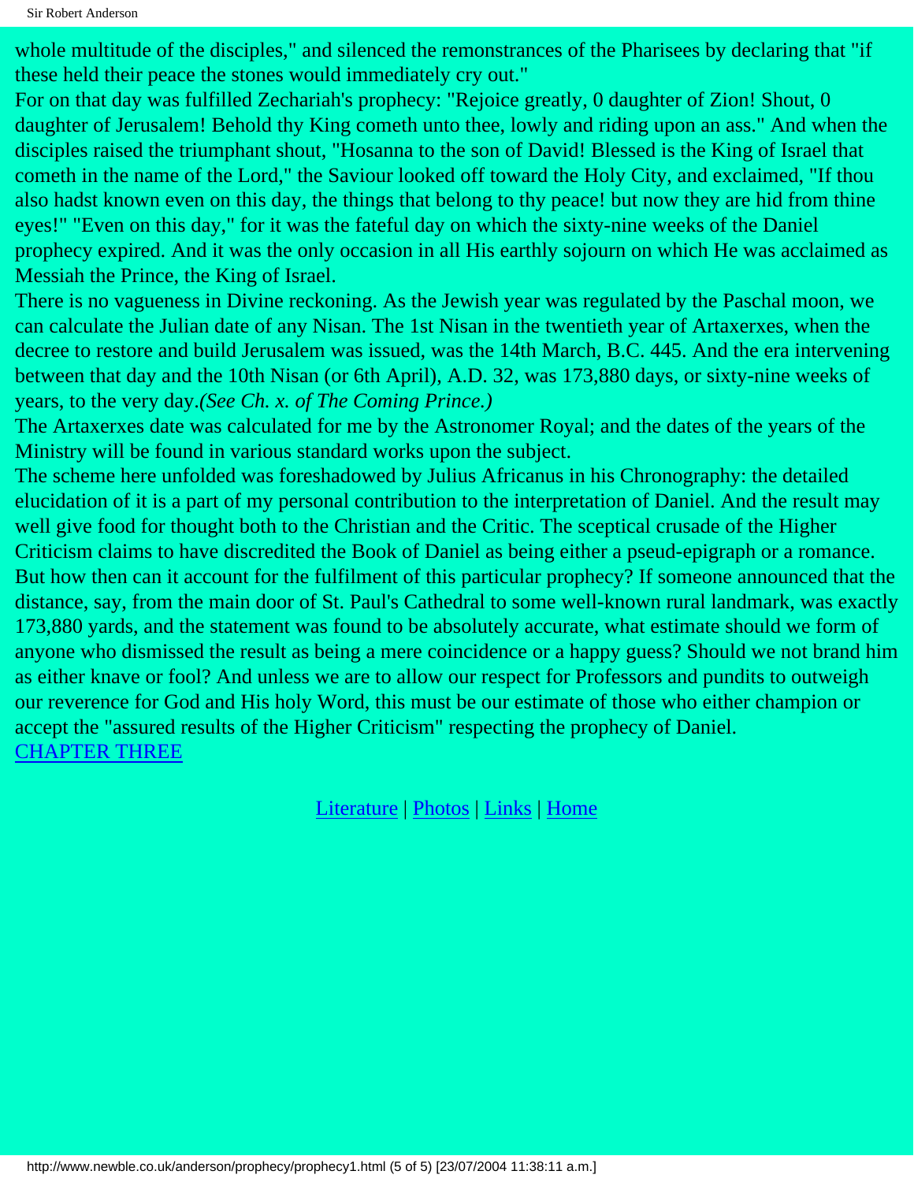whole multitude of the disciples," and silenced the remonstrances of the Pharisees by declaring that "if these held their peace the stones would immediately cry out."

For on that day was fulfilled Zechariah's prophecy: "Rejoice greatly, 0 daughter of Zion! Shout, 0 daughter of Jerusalem! Behold thy King cometh unto thee, lowly and riding upon an ass." And when the disciples raised the triumphant shout, "Hosanna to the son of David! Blessed is the King of Israel that cometh in the name of the Lord," the Saviour looked off toward the Holy City, and exclaimed, "If thou also hadst known even on this day, the things that belong to thy peace! but now they are hid from thine eyes!" "Even on this day," for it was the fateful day on which the sixty-nine weeks of the Daniel prophecy expired. And it was the only occasion in all His earthly sojourn on which He was acclaimed as Messiah the Prince, the King of Israel.

There is no vagueness in Divine reckoning. As the Jewish year was regulated by the Paschal moon, we can calculate the Julian date of any Nisan. The 1st Nisan in the twentieth year of Artaxerxes, when the decree to restore and build Jerusalem was issued, was the 14th March, B.C. 445. And the era intervening between that day and the 10th Nisan (or 6th April), A.D. 32, was 173,880 days, or sixty-nine weeks of years, to the very day.*(See Ch. x. of The Coming Prince.)*

The Artaxerxes date was calculated for me by the Astronomer Royal; and the dates of the years of the Ministry will be found in various standard works upon the subject.

The scheme here unfolded was foreshadowed by Julius Africanus in his Chronography: the detailed elucidation of it is a part of my personal contribution to the interpretation of Daniel. And the result may well give food for thought both to the Christian and the Critic. The sceptical crusade of the Higher Criticism claims to have discredited the Book of Daniel as being either a pseud-epigraph or a romance. But how then can it account for the fulfilment of this particular prophecy? If someone announced that the distance, say, from the main door of St. Paul's Cathedral to some well-known rural landmark, was exactly 173,880 yards, and the statement was found to be absolutely accurate, what estimate should we form of anyone who dismissed the result as being a mere coincidence or a happy guess? Should we not brand him as either knave or fool? And unless we are to allow our respect for Professors and pundits to outweigh our reverence for God and His holy Word, this must be our estimate of those who either champion or accept the "assured results of the Higher Criticism" respecting the prophecy of Daniel.

CHAPTER THREE

Literature | Photos | Links | Home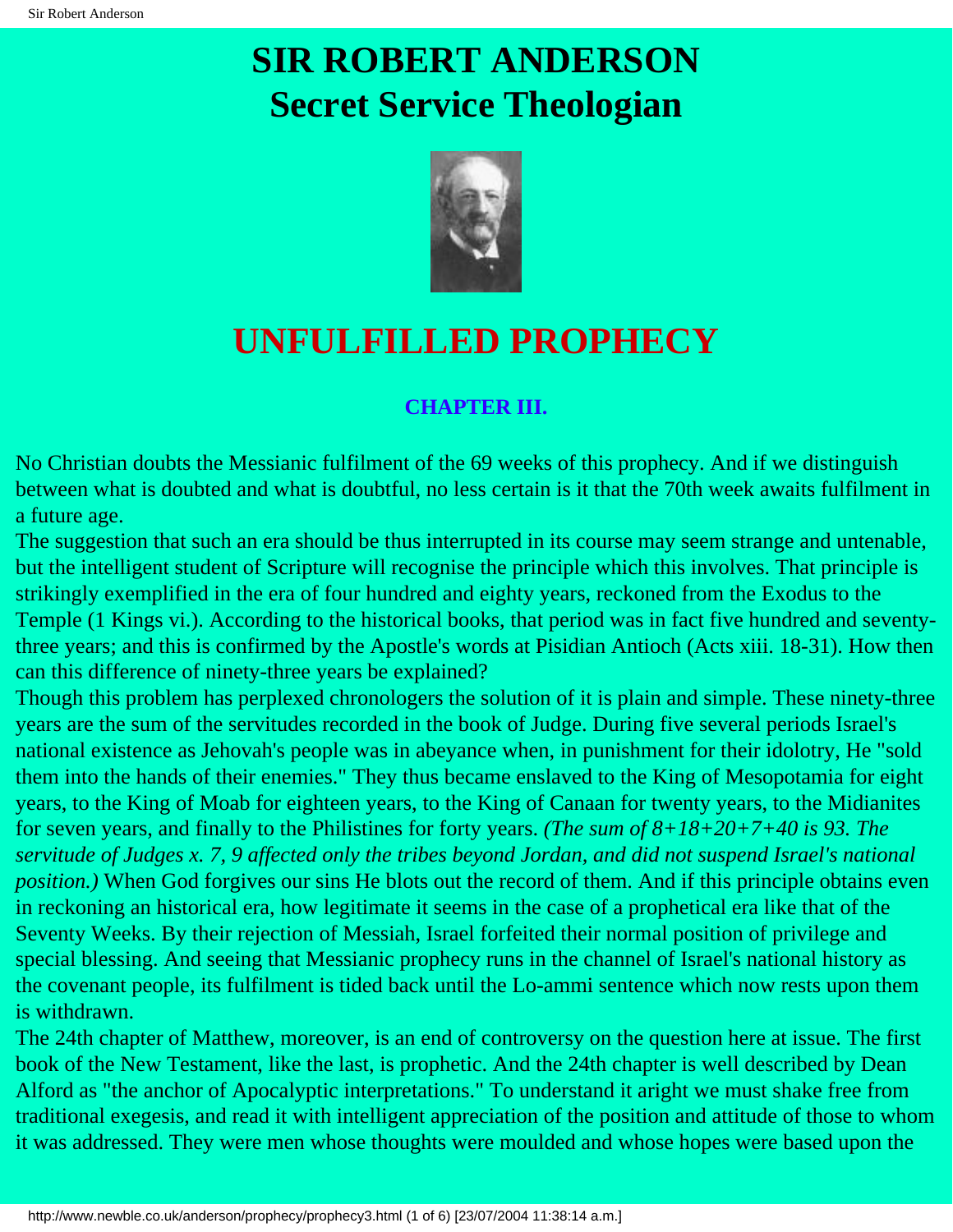# SIR ROBERT ANDERSON
# Secret Service Theologian

# UNFULFILLED PROPHECY

### CHAPTER III.

No Christian doubts the Messianic fulfilment of the 69 weeks of this prophecy. And if we distinguish between what is doubted and what is doubtful, no less certain is it that the 70th week awaits fulfilment in a future age.

The suggestion that such an era should be thus interrupted in its course may seem strange and untenable, but the intelligent student of Scripture will recognise the principle which this involves. That principle is strikingly exemplified in the era of four hundred and eighty years, reckoned from the Exodus to the Temple (1 Kings vi.). According to the historical books, that period was in fact five hundred and seventy-three years; and this is confirmed by the Apostle's words at Pisidian Antioch (Acts xiii. 18-31). How then can this difference of ninety-three years be explained?

Though this problem has perplexed chronologers the solution of it is plain and simple. These ninety-three years are the sum of the servitudes recorded in the book of Judge. During five several periods Israel's national existence as Jehovah's people was in abeyance when, in punishment for their idolotry, He "sold them into the hands of their enemies." They thus became enslaved to the King of Mesopotamia for eight years, to the King of Moab for eighteen years, to the King of Canaan for twenty years, to the Midianites for seven years, and finally to the Philistines for forty years. *(The sum of 8+18+20+7+40 is 93. The servitude of Judges x. 7, 9 affected only the tribes beyond Jordan, and did not suspend Israel's national position.)* When God forgives our sins He blots out the record of them. And if this principle obtains even in reckoning an historical era, how legitimate it seems in the case of a prophetical era like that of the Seventy Weeks. By their rejection of Messiah, Israel forfeited their normal position of privilege and special blessing. And seeing that Messianic prophecy runs in the channel of Israel's national history as the covenant people, its fulfilment is tided back until the Lo-ammi sentence which now rests upon them is withdrawn.

The 24th chapter of Matthew, moreover, is an end of controversy on the question here at issue. The first book of the New Testament, like the last, is prophetic. And the 24th chapter is well described by Dean Alford as "the anchor of Apocalyptic interpretations." To understand it aright we must shake free from traditional exegesis, and read it with intelligent appreciation of the position and attitude of those to whom it was addressed. They were men whose thoughts were moulded and whose hopes were based upon the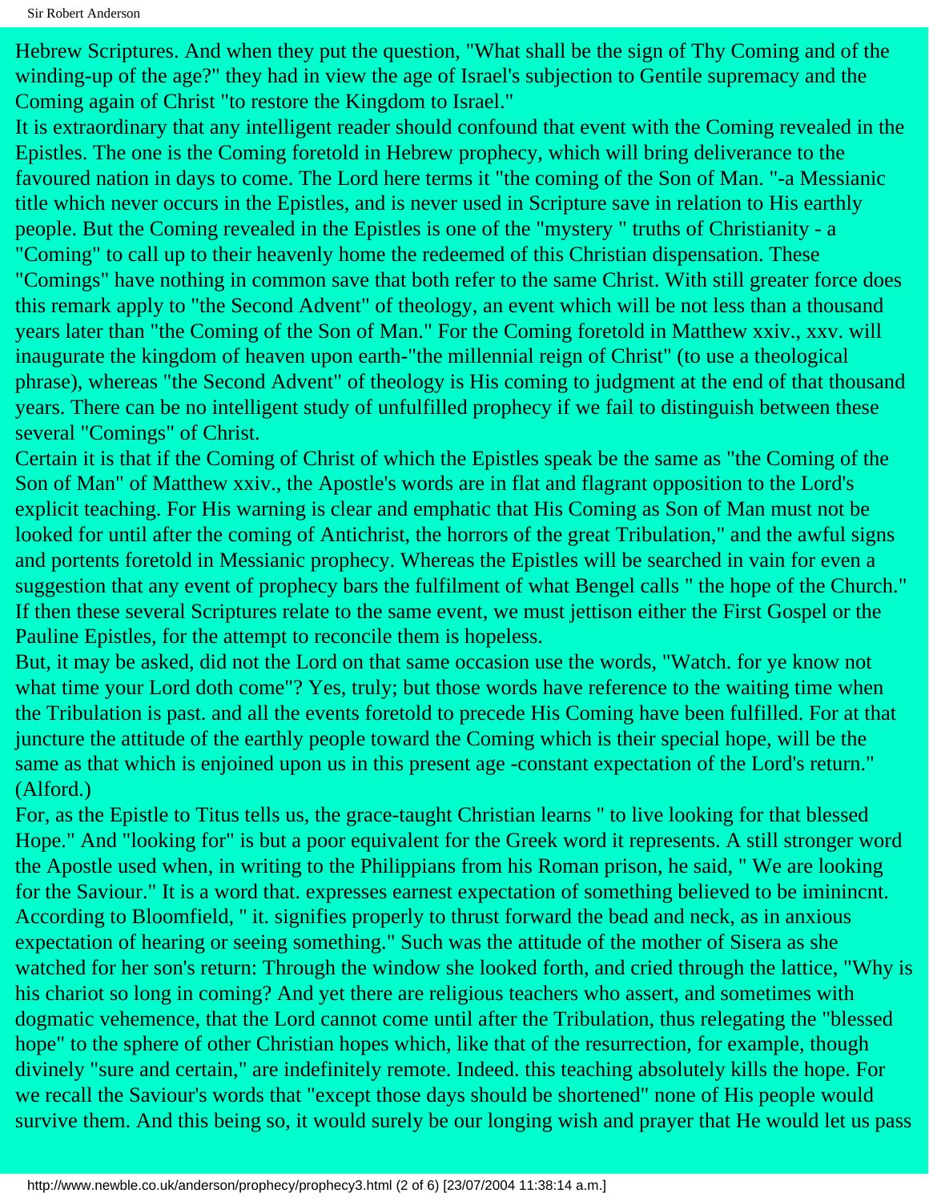Hebrew Scriptures. And when they put the question, "What shall be the sign of Thy Coming and of the winding-up of the age?" they had in view the age of Israel's subjection to Gentile supremacy and the Coming again of Christ "to restore the Kingdom to Israel."

It is extraordinary that any intelligent reader should confound that event with the Coming revealed in the Epistles. The one is the Coming foretold in Hebrew prophecy, which will bring deliverance to the favoured nation in days to come. The Lord here terms it "the coming of the Son of Man. "-a Messianic title which never occurs in the Epistles, and is never used in Scripture save in relation to His earthly people. But the Coming revealed in the Epistles is one of the "mystery " truths of Christianity - a "Coming" to call up to their heavenly home the redeemed of this Christian dispensation. These "Comings" have nothing in common save that both refer to the same Christ. With still greater force does this remark apply to "the Second Advent" of theology, an event which will be not less than a thousand years later than "the Coming of the Son of Man." For the Coming foretold in Matthew xxiv., xxv. will inaugurate the kingdom of heaven upon earth-"the millennial reign of Christ" (to use a theological phrase), whereas "the Second Advent" of theology is His coming to judgment at the end of that thousand years. There can be no intelligent study of unfulfilled prophecy if we fail to distinguish between these several "Comings" of Christ.

Certain it is that if the Coming of Christ of which the Epistles speak be the same as "the Coming of the Son of Man" of Matthew xxiv., the Apostle's words are in flat and flagrant opposition to the Lord's explicit teaching. For His warning is clear and emphatic that His Coming as Son of Man must not be looked for until after the coming of Antichrist, the horrors of the great Tribulation," and the awful signs and portents foretold in Messianic prophecy. Whereas the Epistles will be searched in vain for even a suggestion that any event of prophecy bars the fulfilment of what Bengel calls " the hope of the Church." If then these several Scriptures relate to the same event, we must jettison either the First Gospel or the Pauline Epistles, for the attempt to reconcile them is hopeless.

But, it may be asked, did not the Lord on that same occasion use the words, "Watch. for ye know not what time your Lord doth come"? Yes, truly; but those words have reference to the waiting time when the Tribulation is past. and all the events foretold to precede His Coming have been fulfilled. For at that juncture the attitude of the earthly people toward the Coming which is their special hope, will be the same as that which is enjoined upon us in this present age -constant expectation of the Lord's return." (Alford.)

For, as the Epistle to Titus tells us, the grace-taught Christian learns " to live looking for that blessed Hope." And "looking for" is but a poor equivalent for the Greek word it represents. A still stronger word the Apostle used when, in writing to the Philippians from his Roman prison, he said, " We are looking for the Saviour." It is a word that. expresses earnest expectation of something believed to be imminent. According to Bloomfield, " it. signifies properly to thrust forward the bead and neck, as in anxious expectation of hearing or seeing something." Such was the attitude of the mother of Sisera as she watched for her son's return: Through the window she looked forth, and cried through the lattice, "Why is his chariot so long in coming? And yet there are religious teachers who assert, and sometimes with dogmatic vehemence, that the Lord cannot come until after the Tribulation, thus relegating the "blessed hope" to the sphere of other Christian hopes which, like that of the resurrection, for example, though divinely "sure and certain," are indefinitely remote. Indeed. this teaching absolutely kills the hope. For we recall the Saviour's words that "except those days should be shortened" none of His people would survive them. And this being so, it would surely be our longing wish and prayer that He would let us pass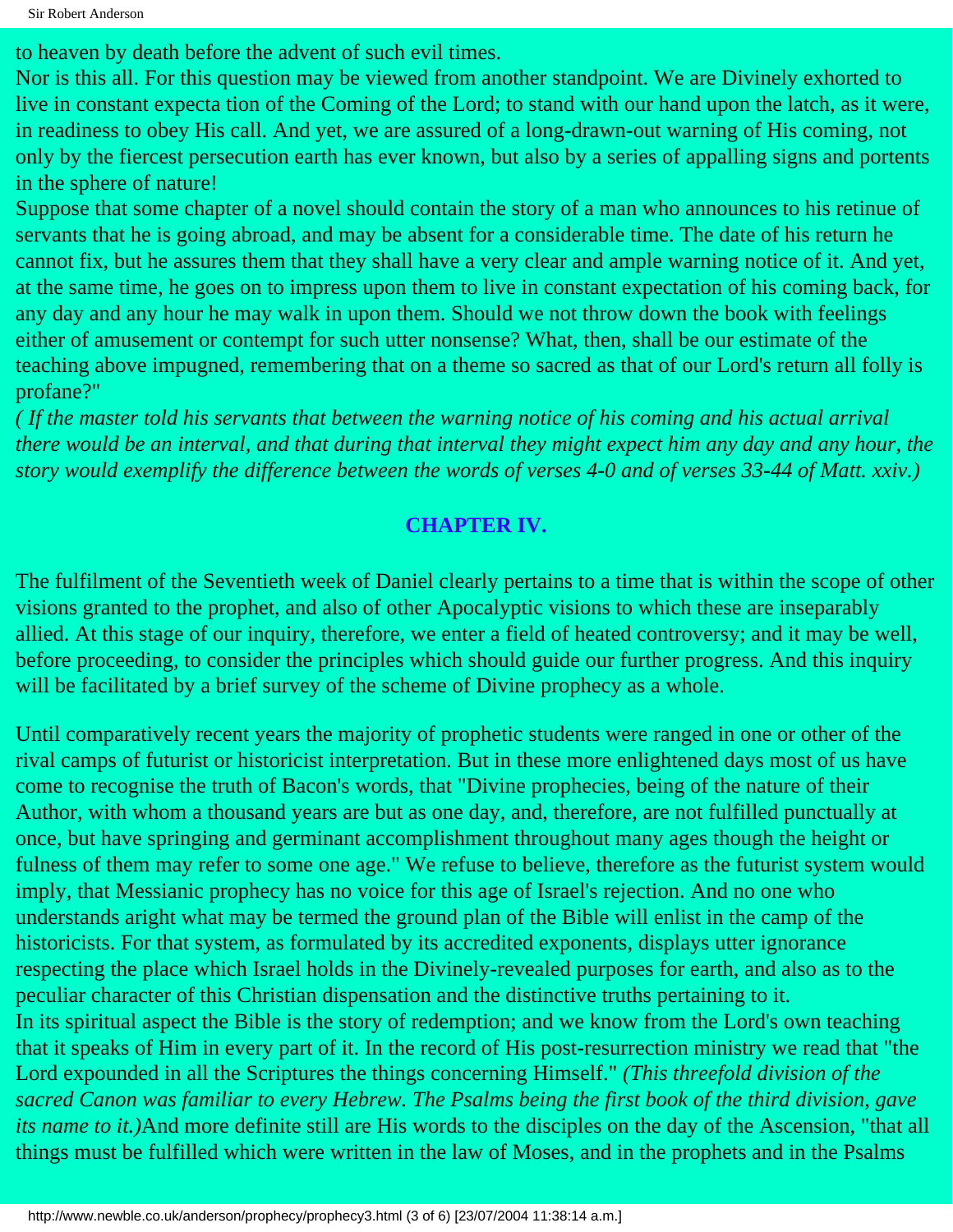to heaven by death before the advent of such evil times.

Nor is this all. For this question may be viewed from another standpoint. We are Divinely exhorted to live in constant expecta tion of the Coming of the Lord; to stand with our hand upon the latch, as it were, in readiness to obey His call. And yet, we are assured of a long-drawn-out warning of His coming, not only by the fiercest persecution earth has ever known, but also by a series of appalling signs and portents in the sphere of nature!

Suppose that some chapter of a novel should contain the story of a man who announces to his retinue of servants that he is going abroad, and may be absent for a considerable time. The date of his return he cannot fix, but he assures them that they shall have a very clear and ample warning notice of it. And yet, at the same time, he goes on to impress upon them to live in constant expectation of his coming back, for any day and any hour he may walk in upon them. Should we not throw down the book with feelings either of amusement or contempt for such utter nonsense? What, then, shall be our estimate of the teaching above impugned, remembering that on a theme so sacred as that of our Lord's return all folly is profane?"

*( If the master told his servants that between the warning notice of his coming and his actual arrival there would be an interval, and that during that interval they might expect him any day and any hour, the story would exemplify the difference between the words of verses 4-0 and of verses 33-44 of Matt. xxiv.)*

## CHAPTER IV.

The fulfilment of the Seventieth week of Daniel clearly pertains to a time that is within the scope of other visions granted to the prophet, and also of other Apocalyptic visions to which these are inseparably allied. At this stage of our inquiry, therefore, we enter a field of heated controversy; and it may be well, before proceeding, to consider the principles which should guide our further progress. And this inquiry will be facilitated by a brief survey of the scheme of Divine prophecy as a whole.

Until comparatively recent years the majority of prophetic students were ranged in one or other of the rival camps of futurist or historicist interpretation. But in these more enlightened days most of us have come to recognise the truth of Bacon's words, that "Divine prophecies, being of the nature of their Author, with whom a thousand years are but as one day, and, therefore, are not fulfilled punctually at once, but have springing and germinant accomplishment throughout many ages though the height or fulness of them may refer to some one age." We refuse to believe, therefore as the futurist system would imply, that Messianic prophecy has no voice for this age of Israel's rejection. And no one who understands aright what may be termed the ground plan of the Bible will enlist in the camp of the historicists. For that system, as formulated by its accredited exponents, displays utter ignorance respecting the place which Israel holds in the Divinely-revealed purposes for earth, and also as to the peculiar character of this Christian dispensation and the distinctive truths pertaining to it.

In its spiritual aspect the Bible is the story of redemption; and we know from the Lord's own teaching that it speaks of Him in every part of it. In the record of His post-resurrection ministry we read that "the Lord expounded in all the Scriptures the things concerning Himself." *(This threefold division of the sacred Canon was familiar to every Hebrew. The Psalms being the first book of the third division, gave its name to it.)*And more definite still are His words to the disciples on the day of the Ascension, "that all things must be fulfilled which were written in the law of Moses, and in the prophets and in the Psalms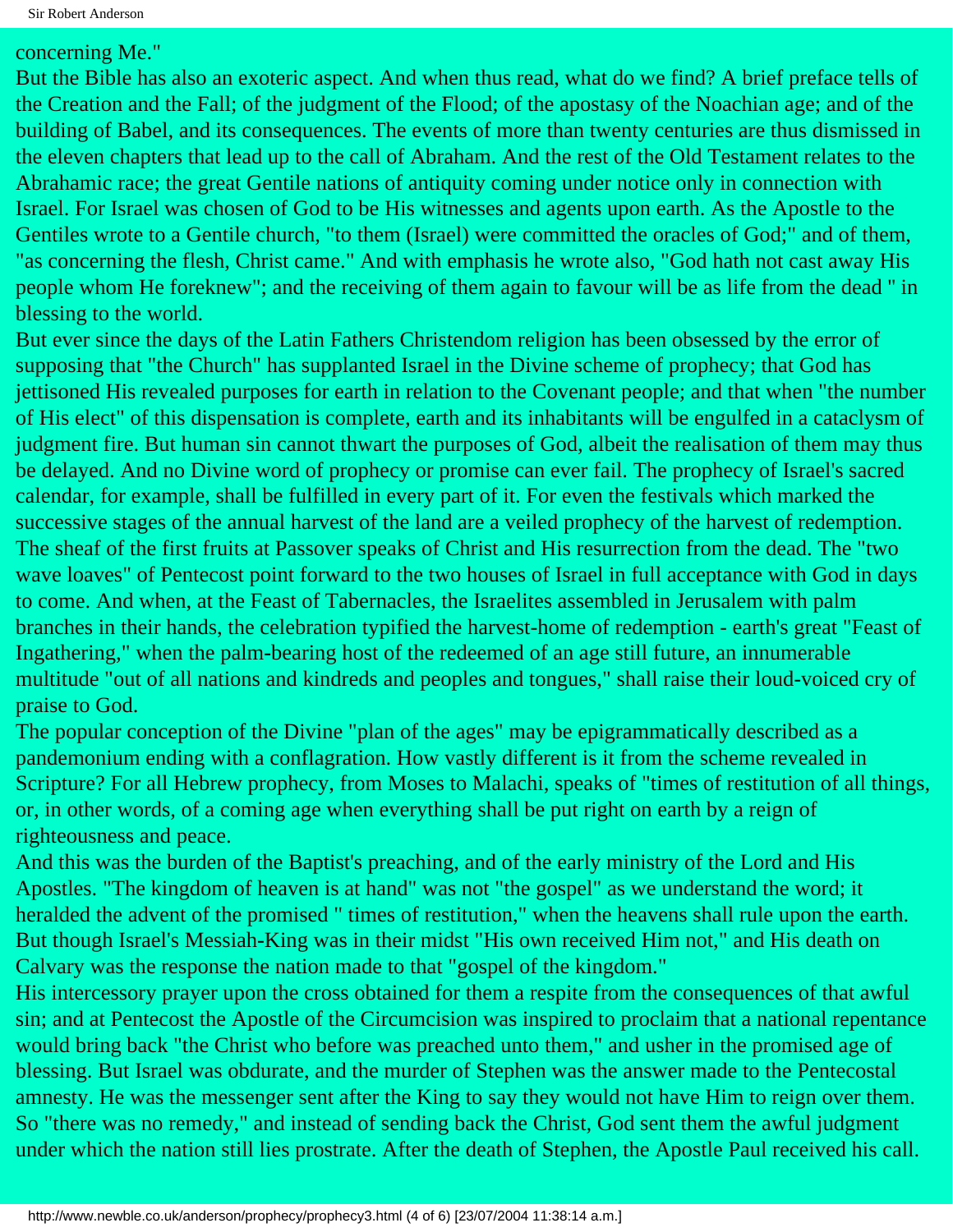concerning Me."

But the Bible has also an exoteric aspect. And when thus read, what do we find? A brief preface tells of the Creation and the Fall; of the judgment of the Flood; of the apostasy of the Noachian age; and of the building of Babel, and its consequences. The events of more than twenty centuries are thus dismissed in the eleven chapters that lead up to the call of Abraham. And the rest of the Old Testament relates to the Abrahamic race; the great Gentile nations of antiquity coming under notice only in connection with Israel. For Israel was chosen of God to be His witnesses and agents upon earth. As the Apostle to the Gentiles wrote to a Gentile church, "to them (Israel) were committed the oracles of God;" and of them, "as concerning the flesh, Christ came." And with emphasis he wrote also, "God hath not cast away His people whom He foreknew"; and the receiving of them again to favour will be as life from the dead " in blessing to the world.

But ever since the days of the Latin Fathers Christendom religion has been obsessed by the error of supposing that "the Church" has supplanted Israel in the Divine scheme of prophecy; that God has jettisoned His revealed purposes for earth in relation to the Covenant people; and that when "the number of His elect" of this dispensation is complete, earth and its inhabitants will be engulfed in a cataclysm of judgment fire. But human sin cannot thwart the purposes of God, albeit the realisation of them may thus be delayed. And no Divine word of prophecy or promise can ever fail. The prophecy of Israel's sacred calendar, for example, shall be fulfilled in every part of it. For even the festivals which marked the successive stages of the annual harvest of the land are a veiled prophecy of the harvest of redemption. The sheaf of the first fruits at Passover speaks of Christ and His resurrection from the dead. The "two wave loaves" of Pentecost point forward to the two houses of Israel in full acceptance with God in days to come. And when, at the Feast of Tabernacles, the Israelites assembled in Jerusalem with palm branches in their hands, the celebration typified the harvest-home of redemption - earth's great "Feast of Ingathering," when the palm-bearing host of the redeemed of an age still future, an innumerable multitude "out of all nations and kindreds and peoples and tongues," shall raise their loud-voiced cry of praise to God.

The popular conception of the Divine "plan of the ages" may be epigrammatically described as a pandemonium ending with a conflagration. How vastly different is it from the scheme revealed in Scripture? For all Hebrew prophecy, from Moses to Malachi, speaks of "times of restitution of all things, or, in other words, of a coming age when everything shall be put right on earth by a reign of righteousness and peace.

And this was the burden of the Baptist's preaching, and of the early ministry of the Lord and His Apostles. "The kingdom of heaven is at hand" was not "the gospel" as we understand the word; it heralded the advent of the promised " times of restitution," when the heavens shall rule upon the earth. But though Israel's Messiah-King was in their midst "His own received Him not," and His death on Calvary was the response the nation made to that "gospel of the kingdom."

His intercessory prayer upon the cross obtained for them a respite from the consequences of that awful sin; and at Pentecost the Apostle of the Circumcision was inspired to proclaim that a national repentance would bring back "the Christ who before was preached unto them," and usher in the promised age of blessing. But Israel was obdurate, and the murder of Stephen was the answer made to the Pentecostal amnesty. He was the messenger sent after the King to say they would not have Him to reign over them. So "there was no remedy," and instead of sending back the Christ, God sent them the awful judgment under which the nation still lies prostrate. After the death of Stephen, the Apostle Paul received his call.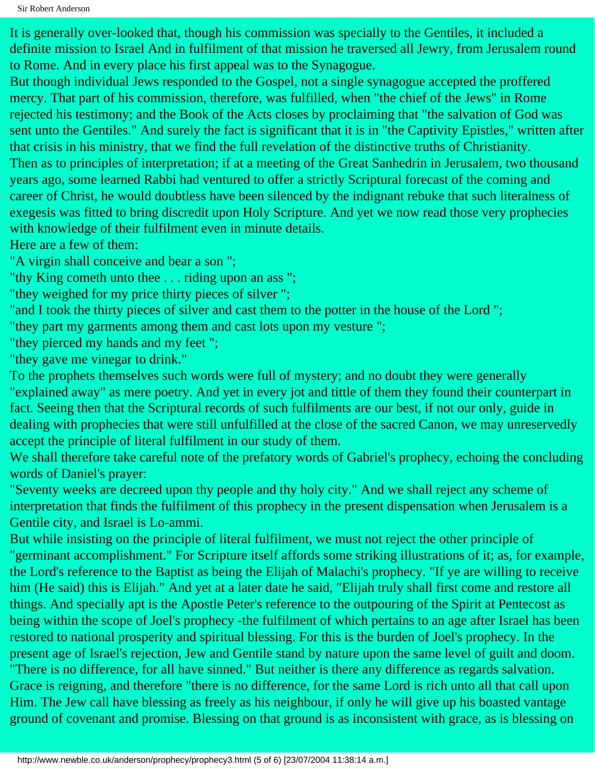It is generally over-looked that, though his commission was specially to the Gentiles, it included a definite mission to Israel And in fulfilment of that mission he traversed all Jewry, from Jerusalem round to Rome. And in every place his first appeal was to the Synagogue.

But though individual Jews responded to the Gospel, not a single synagogue accepted the proffered mercy. That part of his commission, therefore, was fulfilled, when "the chief of the Jews" in Rome rejected his testimony; and the Book of the Acts closes by proclaiming that "the salvation of God was sent unto the Gentiles." And surely the fact is significant that it is in "the Captivity Epistles," written after that crisis in his ministry, that we find the full revelation of the distinctive truths of Christianity.

Then as to principles of interpretation; if at a meeting of the Great Sanhedrin in Jerusalem, two thousand years ago, some learned Rabbi had ventured to offer a strictly Scriptural forecast of the coming and career of Christ, he would doubtless have been silenced by the indignant rebuke that such literalness of exegesis was fitted to bring discredit upon Holy Scripture. And yet we now read those very prophecies with knowledge of their fulfilment even in minute details.

Here are a few of them:

"A virgin shall conceive and bear a son ";

"thy King cometh unto thee . . . riding upon an ass ";

"they weighed for my price thirty pieces of silver ";

"and I took the thirty pieces of silver and cast them to the potter in the house of the Lord ";

"they part my garments among them and cast lots upon my vesture ";

"they pierced my hands and my feet ";

"they gave me vinegar to drink."

To the prophets themselves such words were full of mystery; and no doubt they were generally "explained away" as mere poetry. And yet in every jot and tittle of them they found their counterpart in fact. Seeing then that the Scriptural records of such fulfilments are our best, if not our only, guide in dealing with prophecies that were still unfulfilled at the close of the sacred Canon, we may unreservedly accept the principle of literal fulfilment in our study of them.

We shall therefore take careful note of the prefatory words of Gabriel's prophecy, echoing the concluding words of Daniel's prayer:

"Seventy weeks are decreed upon thy people and thy holy city." And we shall reject any scheme of interpretation that finds the fulfilment of this prophecy in the present dispensation when Jerusalem is a Gentile city, and Israel is Lo-ammi.

But while insisting on the principle of literal fulfilment, we must not reject the other principle of "germinant accomplishment." For Scripture itself affords some striking illustrations of it; as, for example, the Lord's reference to the Baptist as being the Elijah of Malachi's prophecy. "If ye are willing to receive him (He said) this is Elijah." And yet at a later date he said, "Elijah truly shall first come and restore all things. And specially apt is the Apostle Peter's reference to the outpouring of the Spirit at Pentecost as being within the scope of Joel's prophecy -the fulfilment of which pertains to an age after Israel has been restored to national prosperity and spiritual blessing. For this is the burden of Joel's prophecy. In the present age of Israel's rejection, Jew and Gentile stand by nature upon the same level of guilt and doom. "There is no difference, for all have sinned." But neither is there any difference as regards salvation. Grace is reigning, and therefore "there is no difference, for the same Lord is rich unto all that call upon Him. The Jew call have blessing as freely as his neighbour, if only he will give up his boasted vantage ground of covenant and promise. Blessing on that ground is as inconsistent with grace, as is blessing on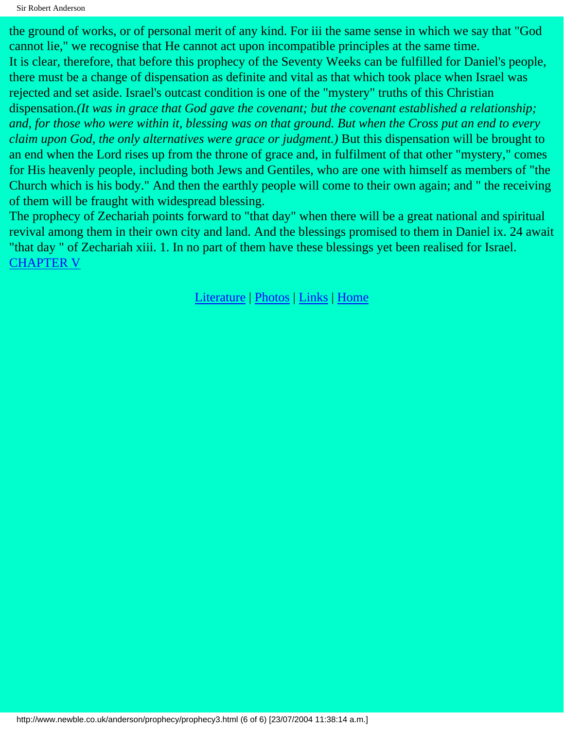the ground of works, or of personal merit of any kind. For iii the same sense in which we say that "God cannot lie," we recognise that He cannot act upon incompatible principles at the same time.

It is clear, therefore, that before this prophecy of the Seventy Weeks can be fulfilled for Daniel's people, there must be a change of dispensation as definite and vital as that which took place when Israel was rejected and set aside. Israel's outcast condition is one of the "mystery" truths of this Christian dispensation.*(It was in grace that God gave the covenant; but the covenant established a relationship; and, for those who were within it, blessing was on that ground. But when the Cross put an end to every claim upon God, the only alternatives were grace or judgment.)* But this dispensation will be brought to an end when the Lord rises up from the throne of grace and, in fulfilment of that other "mystery," comes for His heavenly people, including both Jews and Gentiles, who are one with himself as members of "the Church which is his body." And then the earthly people will come to their own again; and " the receiving of them will be fraught with widespread blessing.

The prophecy of Zechariah points forward to "that day" when there will be a great national and spiritual revival among them in their own city and land. And the blessings promised to them in Daniel ix. 24 await "that day " of Zechariah xiii. 1. In no part of them have these blessings yet been realised for Israel.

CHAPTER V

Literature | Photos | Links | Home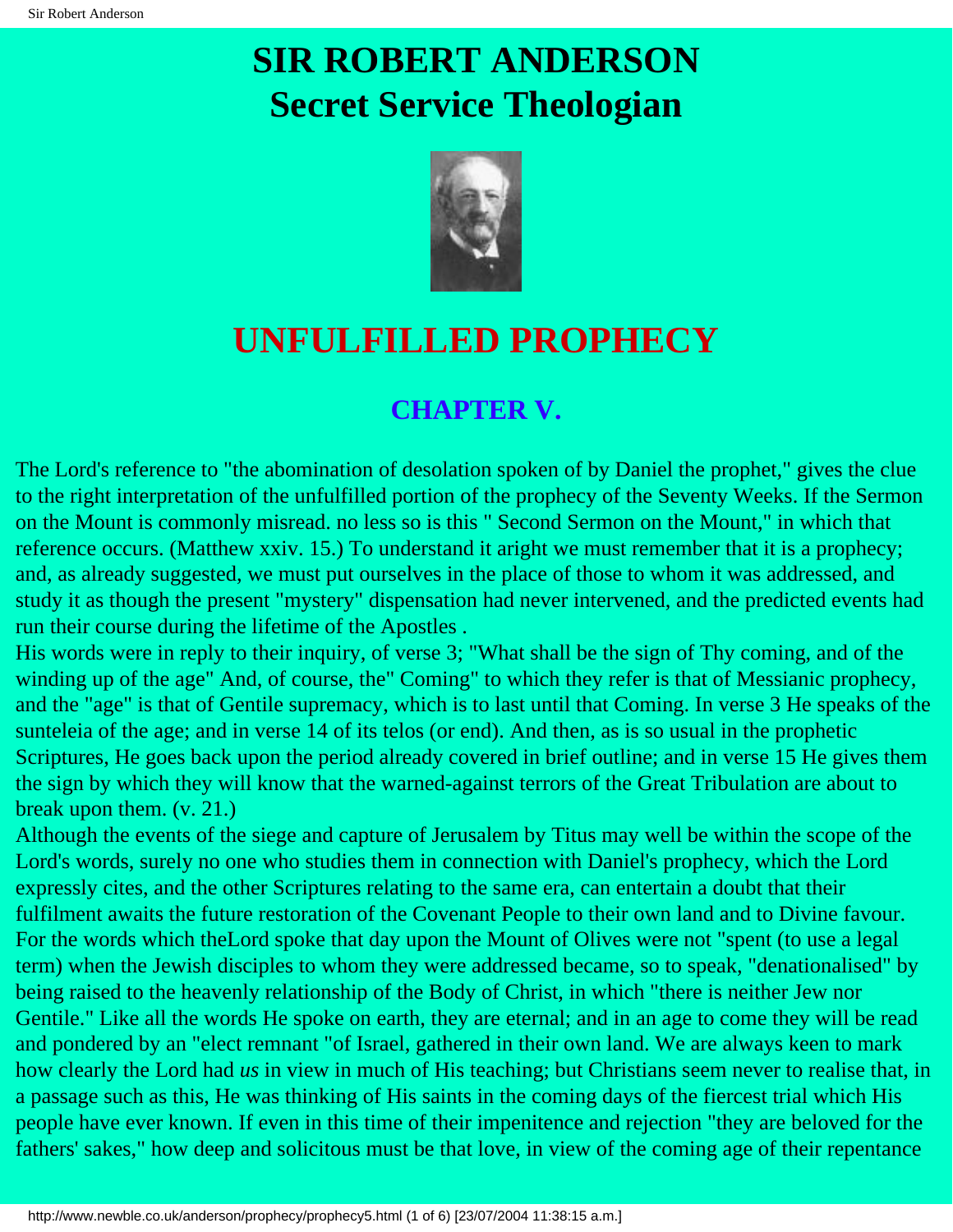# SIR ROBERT ANDERSON
# Secret Service Theologian

# UNFULFILLED PROPHECY

## CHAPTER V.

The Lord's reference to "the abomination of desolation spoken of by Daniel the prophet," gives the clue to the right interpretation of the unfulfilled portion of the prophecy of the Seventy Weeks. If the Sermon on the Mount is commonly misread. no less so is this " Second Sermon on the Mount," in which that reference occurs. (Matthew xxiv. 15.) To understand it aright we must remember that it is a prophecy; and, as already suggested, we must put ourselves in the place of those to whom it was addressed, and study it as though the present "mystery" dispensation had never intervened, and the predicted events had run their course during the lifetime of the Apostles .

His words were in reply to their inquiry, of verse 3; "What shall be the sign of Thy coming, and of the winding up of the age" And, of course, the" Coming" to which they refer is that of Messianic prophecy, and the "age" is that of Gentile supremacy, which is to last until that Coming. In verse 3 He speaks of the sunteleia of the age; and in verse 14 of its telos (or end). And then, as is so usual in the prophetic Scriptures, He goes back upon the period already covered in brief outline; and in verse 15 He gives them the sign by which they will know that the warned-against terrors of the Great Tribulation are about to break upon them. (v. 21.)

Although the events of the siege and capture of Jerusalem by Titus may well be within the scope of the Lord's words, surely no one who studies them in connection with Daniel's prophecy, which the Lord expressly cites, and the other Scriptures relating to the same era, can entertain a doubt that their fulfilment awaits the future restoration of the Covenant People to their own land and to Divine favour. For the words which theLord spoke that day upon the Mount of Olives were not "spent (to use a legal term) when the Jewish disciples to whom they were addressed became, so to speak, "denationalised" by being raised to the heavenly relationship of the Body of Christ, in which "there is neither Jew nor Gentile." Like all the words He spoke on earth, they are eternal; and in an age to come they will be read and pondered by an "elect remnant "of Israel, gathered in their own land. We are always keen to mark how clearly the Lord had *us* in view in much of His teaching; but Christians seem never to realise that, in a passage such as this, He was thinking of His saints in the coming days of the fiercest trial which His people have ever known. If even in this time of their impenitence and rejection "they are beloved for the fathers' sakes," how deep and solicitous must be that love, in view of the coming age of their repentance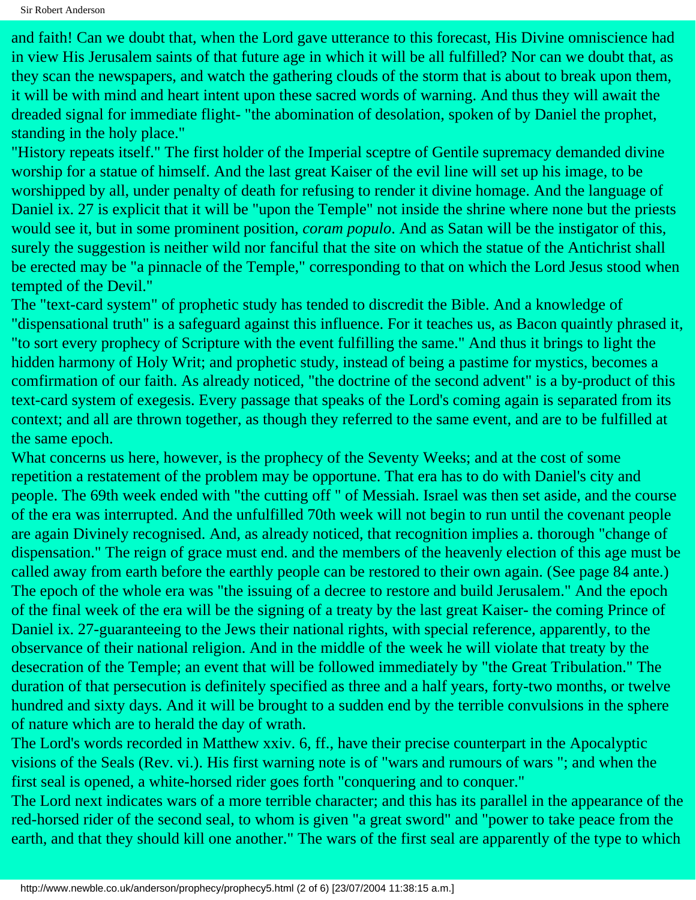and faith! Can we doubt that, when the Lord gave utterance to this forecast, His Divine omniscience had in view His Jerusalem saints of that future age in which it will be all fulfilled? Nor can we doubt that, as they scan the newspapers, and watch the gathering clouds of the storm that is about to break upon them, it will be with mind and heart intent upon these sacred words of warning. And thus they will await the dreaded signal for immediate flight- "the abomination of desolation, spoken of by Daniel the prophet, standing in the holy place."

"History repeats itself." The first holder of the Imperial sceptre of Gentile supremacy demanded divine worship for a statue of himself. And the last great Kaiser of the evil line will set up his image, to be worshipped by all, under penalty of death for refusing to render it divine homage. And the language of Daniel ix. 27 is explicit that it will be "upon the Temple" not inside the shrine where none but the priests would see it, but in some prominent position, *coram populo*. And as Satan will be the instigator of this, surely the suggestion is neither wild nor fanciful that the site on which the statue of the Antichrist shall be erected may be "a pinnacle of the Temple," corresponding to that on which the Lord Jesus stood when tempted of the Devil."

The "text-card system" of prophetic study has tended to discredit the Bible. And a knowledge of "dispensational truth" is a safeguard against this influence. For it teaches us, as Bacon quaintly phrased it, "to sort every prophecy of Scripture with the event fulfilling the same." And thus it brings to light the hidden harmony of Holy Writ; and prophetic study, instead of being a pastime for mystics, becomes a comfirmation of our faith. As already noticed, "the doctrine of the second advent" is a by-product of this text-card system of exegesis. Every passage that speaks of the Lord's coming again is separated from its context; and all are thrown together, as though they referred to the same event, and are to be fulfilled at the same epoch.

What concerns us here, however, is the prophecy of the Seventy Weeks; and at the cost of some repetition a restatement of the problem may be opportune. That era has to do with Daniel's city and people. The 69th week ended with "the cutting off " of Messiah. Israel was then set aside, and the course of the era was interrupted. And the unfulfilled 70th week will not begin to run until the covenant people are again Divinely recognised. And, as already noticed, that recognition implies a. thorough "change of dispensation." The reign of grace must end. and the members of the heavenly election of this age must be called away from earth before the earthly people can be restored to their own again. (See page 84 ante.) The epoch of the whole era was "the issuing of a decree to restore and build Jerusalem." And the epoch of the final week of the era will be the signing of a treaty by the last great Kaiser- the coming Prince of Daniel ix. 27-guaranteeing to the Jews their national rights, with special reference, apparently, to the observance of their national religion. And in the middle of the week he will violate that treaty by the desecration of the Temple; an event that will be followed immediately by "the Great Tribulation." The duration of that persecution is definitely specified as three and a half years, forty-two months, or twelve hundred and sixty days. And it will be brought to a sudden end by the terrible convulsions in the sphere of nature which are to herald the day of wrath.

The Lord's words recorded in Matthew xxiv. 6, ff., have their precise counterpart in the Apocalyptic visions of the Seals (Rev. vi.). His first warning note is of "wars and rumours of wars "; and when the first seal is opened, a white-horsed rider goes forth "conquering and to conquer."

The Lord next indicates wars of a more terrible character; and this has its parallel in the appearance of the red-horsed rider of the second seal, to whom is given "a great sword" and "power to take peace from the earth, and that they should kill one another." The wars of the first seal are apparently of the type to which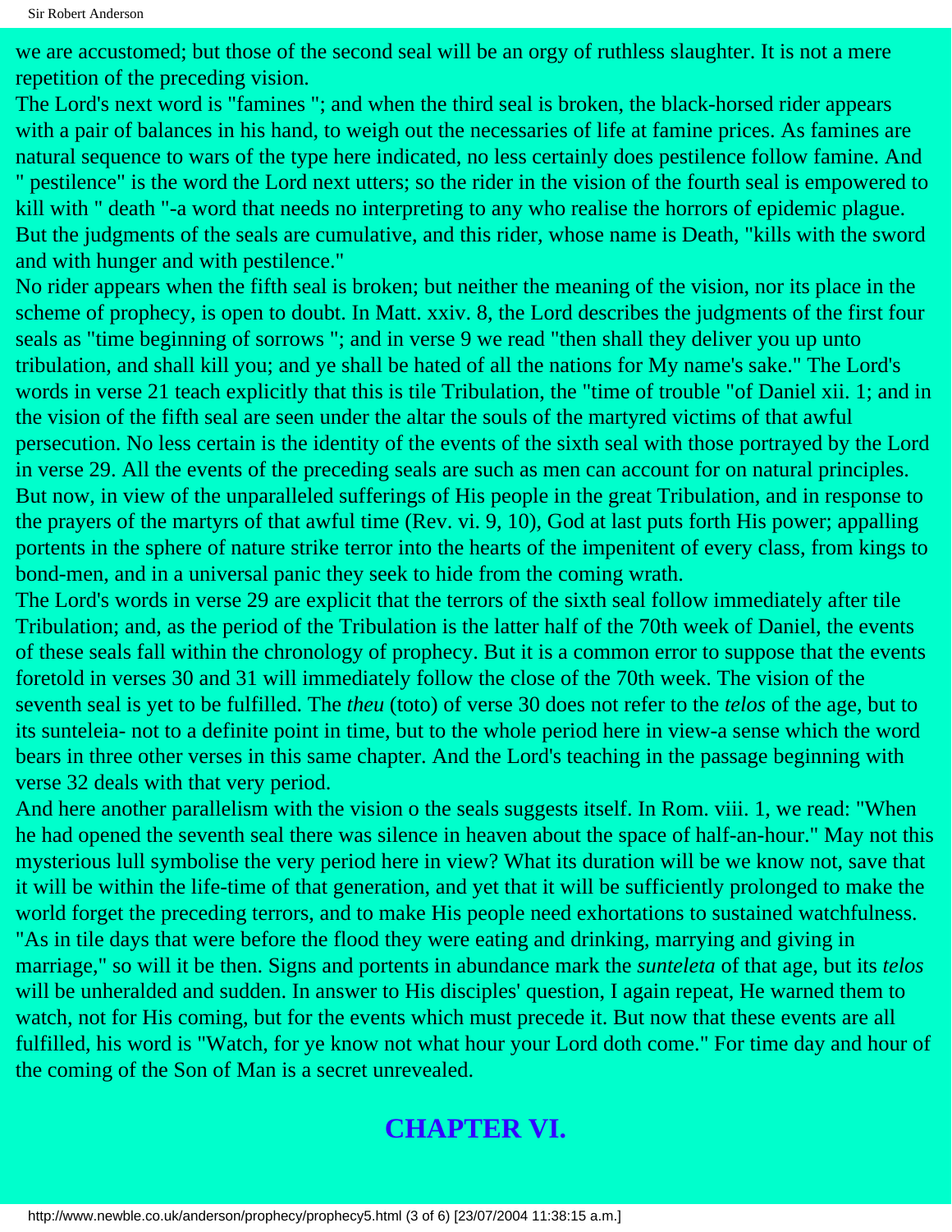we are accustomed; but those of the second seal will be an orgy of ruthless slaughter. It is not a mere repetition of the preceding vision.

The Lord's next word is "famines "; and when the third seal is broken, the black-horsed rider appears with a pair of balances in his hand, to weigh out the necessaries of life at famine prices. As famines are natural sequence to wars of the type here indicated, no less certainly does pestilence follow famine. And " pestilence" is the word the Lord next utters; so the rider in the vision of the fourth seal is empowered to kill with " death "-a word that needs no interpreting to any who realise the horrors of epidemic plague. But the judgments of the seals are cumulative, and this rider, whose name is Death, "kills with the sword and with hunger and with pestilence."

No rider appears when the fifth seal is broken; but neither the meaning of the vision, nor its place in the scheme of prophecy, is open to doubt. In Matt. xxiv. 8, the Lord describes the judgments of the first four seals as "time beginning of sorrows "; and in verse 9 we read "then shall they deliver you up unto tribulation, and shall kill you; and ye shall be hated of all the nations for My name's sake." The Lord's words in verse 21 teach explicitly that this is tile Tribulation, the "time of trouble "of Daniel xii. 1; and in the vision of the fifth seal are seen under the altar the souls of the martyred victims of that awful persecution. No less certain is the identity of the events of the sixth seal with those portrayed by the Lord in verse 29. All the events of the preceding seals are such as men can account for on natural principles. But now, in view of the unparaleled sufferings of His people in the great Tribulation, and in response to the prayers of the martyrs of that awful time (Rev. vi. 9, 10), God at last puts forth His power; appalling portents in the sphere of nature strike terror into the hearts of the impenitent of every class, from kings to bond-men, and in a universal panic they seek to hide from the coming wrath.

The Lord's words in verse 29 are explicit that the terrors of the sixth seal follow immediately after tile Tribulation; and, as the period of the Tribulation is the latter half of the 70th week of Daniel, the events of these seals fall within the chronology of prophecy. But it is a common error to suppose that the events foretold in verses 30 and 31 will immediately follow the close of the 70th week. The vision of the seventh seal is yet to be fulfilled. The *theu* (toto) of verse 30 does not refer to the *telos* of the age, but to its sunteleia- not to a definite point in time, but to the whole period here in view-a sense which the word bears in three other verses in this same chapter. And the Lord's teaching in the passage beginning with verse 32 deals with that very period.

And here another parallelism with the vision o the seals suggests itself. In Rom. viii. 1, we read: "When he had opened the seventh seal there was silence in heaven about the space of half-an-hour." May not this mysterious lull symbolise the very period here in view? What its duration will be we know not, save that it will be within the life-time of that generation, and yet that it will be sufficiently prolonged to make the world forget the preceding terrors, and to make His people need exhortations to sustained watchfulness. "As in tile days that were before the flood they were eating and drinking, marrying and giving in marriage," so will it be then. Signs and portents in abundance mark the *sunteleta* of that age, but its *telos* will be unheralded and sudden. In answer to His disciples' question, I again repeat, He warned them to watch, not for His coming, but for the events which must precede it. But now that these events are all fulfilled, his word is "Watch, for ye know not what hour your Lord doth come." For time day and hour of the coming of the Son of Man is a secret unrevealed.

## CHAPTER VI.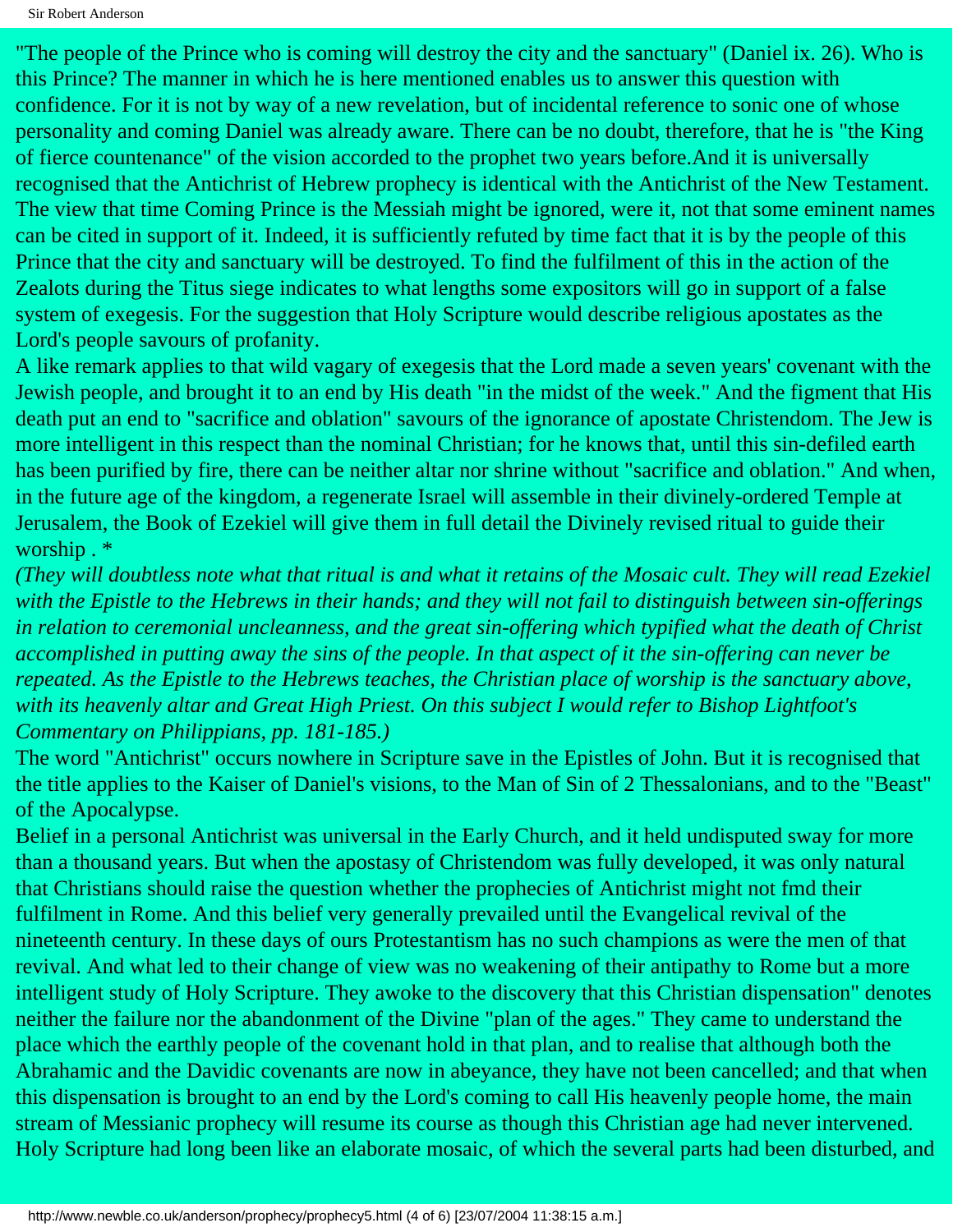"The people of the Prince who is coming will destroy the city and the sanctuary" (Daniel ix. 26). Who is this Prince? The manner in which he is here mentioned enables us to answer this question with confidence. For it is not by way of a new revelation, but of incidental reference to sonic one of whose personality and coming Daniel was already aware. There can be no doubt, therefore, that he is "the King of fierce countenance" of the vision accorded to the prophet two years before.And it is universally recognised that the Antichrist of Hebrew prophecy is identical with the Antichrist of the New Testament. The view that time Coming Prince is the Messiah might be ignored, were it, not that some eminent names can be cited in support of it. Indeed, it is sufficiently refuted by time fact that it is by the people of this Prince that the city and sanctuary will be destroyed. To find the fulfilment of this in the action of the Zealots during the Titus siege indicates to what lengths some expositors will go in support of a false system of exegesis. For the suggestion that Holy Scripture would describe religious apostates as the Lord's people savours of profanity.

A like remark applies to that wild vagary of exegesis that the Lord made a seven years' covenant with the Jewish people, and brought it to an end by His death "in the midst of the week." And the figment that His death put an end to "sacrifice and oblation" savours of the ignorance of apostate Christendom. The Jew is more intelligent in this respect than the nominal Christian; for he knows that, until this sin-defiled earth has been purified by fire, there can be neither altar nor shrine without "sacrifice and oblation." And when, in the future age of the kingdom, a regenerate Israel will assemble in their divinely-ordered Temple at Jerusalem, the Book of Ezekiel will give them in full detail the Divinely revised ritual to guide their worship . *

*(They will doubtless note what that ritual is and what it retains of the Mosaic cult. They will read Ezekiel with the Epistle to the Hebrews in their hands; and they will not fail to distinguish between sin-offerings in relation to ceremonial uncleanness, and the great sin-offering which typified what the death of Christ accomplished in putting away the sins of the people. In that aspect of it the sin-offering can never be repeated. As the Epistle to the Hebrews teaches, the Christian place of worship is the sanctuary above, with its heavenly altar and Great High Priest. On this subject I would refer to Bishop Lightfoot's Commentary on Philippians, pp. 181-185.)*

The word "Antichrist" occurs nowhere in Scripture save in the Epistles of John. But it is recognised that the title applies to the Kaiser of Daniel's visions, to the Man of Sin of 2 Thessalonians, and to the "Beast" of the Apocalypse.

Belief in a personal Antichrist was universal in the Early Church, and it held undisputed sway for more than a thousand years. But when the apostasy of Christendom was fully developed, it was only natural that Christians should raise the question whether the prophecies of Antichrist might not fmd their fulfilment in Rome. And this belief very generally prevailed until the Evangelical revival of the nineteenth century. In these days of ours Protestantism has no such champions as were the men of that revival. And what led to their change of view was no weakening of their antipathy to Rome but a more intelligent study of Holy Scripture. They awoke to the discovery that this Christian dispensation" denotes neither the failure nor the abandonment of the Divine "plan of the ages." They came to understand the place which the earthly people of the covenant hold in that plan, and to realise that although both the Abrahamic and the Davidic covenants are now in abeyance, they have not been cancelled; and that when this dispensation is brought to an end by the Lord's coming to call His heavenly people home, the main stream of Messianic prophecy will resume its course as though this Christian age had never intervened. Holy Scripture had long been like an elaborate mosaic, of which the several parts had been disturbed, and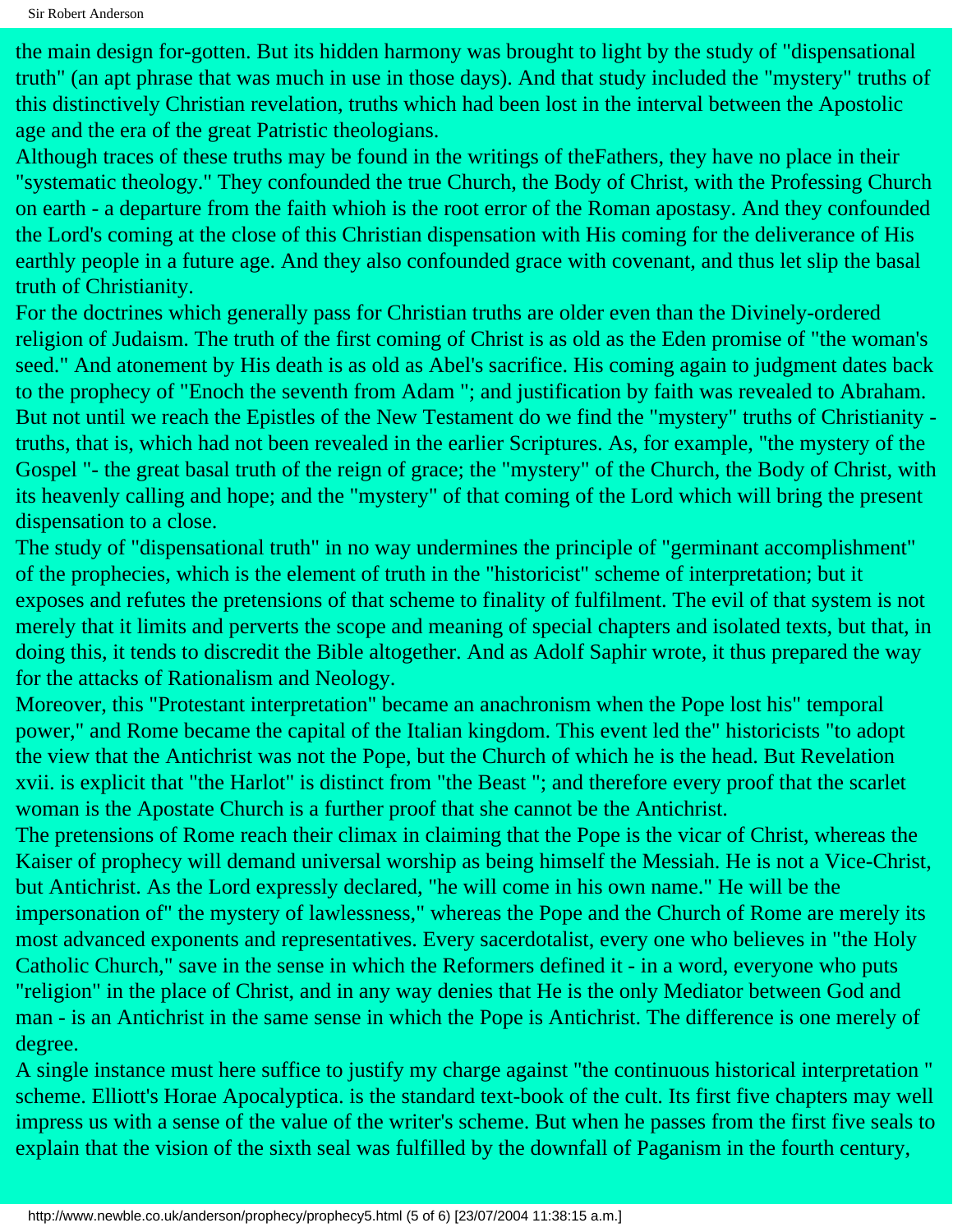the main design for-gotten. But its hidden harmony was brought to light by the study of "dispensational truth" (an apt phrase that was much in use in those days). And that study included the "mystery" truths of this distinctively Christian revelation, truths which had been lost in the interval between the Apostolic age and the era of the great Patristic theologians.

Although traces of these truths may be found in the writings of theFathers, they have no place in their "systematic theology." They confounded the true Church, the Body of Christ, with the Professing Church on earth - a departure from the faith whioh is the root error of the Roman apostasy. And they confounded the Lord's coming at the close of this Christian dispensation with His coming for the deliverance of His earthly people in a future age. And they also confounded grace with covenant, and thus let slip the basal truth of Christianity.

For the doctrines which generally pass for Christian truths are older even than the Divinely-ordered religion of Judaism. The truth of the first coming of Christ is as old as the Eden promise of "the woman's seed." And atonement by His death is as old as Abel's sacrifice. His coming again to judgment dates back to the prophecy of "Enoch the seventh from Adam "; and justification by faith was revealed to Abraham. But not until we reach the Epistles of the New Testament do we find the "mystery" truths of Christianity - truths, that is, which had not been revealed in the earlier Scriptures. As, for example, "the mystery of the Gospel "- the great basal truth of the reign of grace; the "mystery" of the Church, the Body of Christ, with its heavenly calling and hope; and the "mystery" of that coming of the Lord which will bring the present dispensation to a close.

The study of "dispensational truth" in no way undermines the principle of "germinant accomplishment" of the prophecies, which is the element of truth in the "historicist" scheme of interpretation; but it exposes and refutes the pretensions of that scheme to finality of fulfilment. The evil of that system is not merely that it limits and perverts the scope and meaning of special chapters and isolated texts, but that, in doing this, it tends to discredit the Bible altogether. And as Adolf Saphir wrote, it thus prepared the way for the attacks of Rationalism and Neology.

Moreover, this "Protestant interpretation" became an anachronism when the Pope lost his" temporal power," and Rome became the capital of the Italian kingdom. This event led the" historicists "to adopt the view that the Antichrist was not the Pope, but the Church of which he is the head. But Revelation xvii. is explicit that "the Harlot" is distinct from "the Beast "; and therefore every proof that the scarlet woman is the Apostate Church is a further proof that she cannot be the Antichrist.

The pretensions of Rome reach their climax in claiming that the Pope is the vicar of Christ, whereas the Kaiser of prophecy will demand universal worship as being himself the Messiah. He is not a Vice-Christ, but Antichrist. As the Lord expressly declared, "he will come in his own name." He will be the impersonation of" the mystery of lawlessness," whereas the Pope and the Church of Rome are merely its most advanced exponents and representatives. Every sacerdotalist, every one who believes in "the Holy Catholic Church," save in the sense in which the Reformers defined it - in a word, everyone who puts "religion" in the place of Christ, and in any way denies that He is the only Mediator between God and man - is an Antichrist in the same sense in which the Pope is Antichrist. The difference is one merely of degree.

A single instance must here suffice to justify my charge against "the continuous historical interpretation " scheme. Elliott's Horae Apocalyptica. is the standard text-book of the cult. Its first five chapters may well impress us with a sense of the value of the writer's scheme. But when he passes from the first five seals to explain that the vision of the sixth seal was fulfilled by the downfall of Paganism in the fourth century,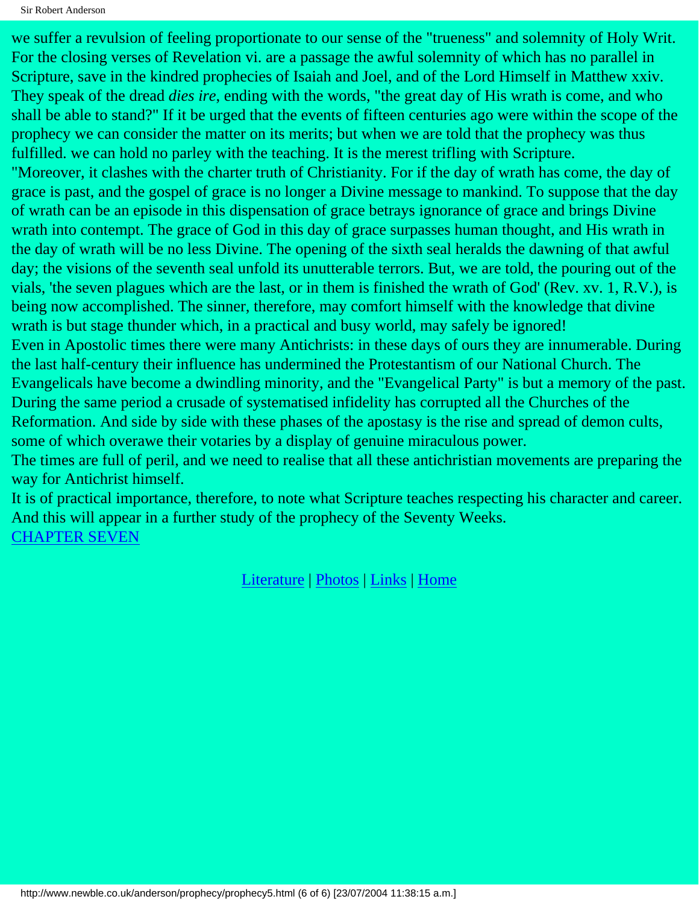we suffer a revulsion of feeling proportionate to our sense of the "trueness" and solemnity of Holy Writ. For the closing verses of Revelation vi. are a passage the awful solemnity of which has no parallel in Scripture, save in the kindred prophecies of Isaiah and Joel, and of the Lord Himself in Matthew xxiv. They speak of the dread *dies ire*, ending with the words, "the great day of His wrath is come, and who shall be able to stand?" If it be urged that the events of fifteen centuries ago were within the scope of the prophecy we can consider the matter on its merits; but when we are told that the prophecy was thus fulfilled. we can hold no parley with the teaching. It is the merest trifling with Scripture.

"Moreover, it clashes with the charter truth of Christianity. For if the day of wrath has come, the day of grace is past, and the gospel of grace is no longer a Divine message to mankind. To suppose that the day of wrath can be an episode in this dispensation of grace betrays ignorance of grace and brings Divine wrath into contempt. The grace of God in this day of grace surpasses human thought, and His wrath in the day of wrath will be no less Divine. The opening of the sixth seal heralds the dawning of that awful day; the visions of the seventh seal unfold its unutterable terrors. But, we are told, the pouring out of the vials, 'the seven plagues which are the last, or in them is finished the wrath of God' (Rev. xv. 1, R.V.), is being now accomplished. The sinner, therefore, may comfort himself with the knowledge that divine wrath is but stage thunder which, in a practical and busy world, may safely be ignored!

Even in Apostolic times there were many Antichrists: in these days of ours they are innumerable. During the last half-century their influence has undermined the Protestantism of our National Church. The Evangelicals have become a dwindling minority, and the "Evangelical Party" is but a memory of the past. During the same period a crusade of systematised infidelity has corrupted all the Churches of the Reformation. And side by side with these phases of the apostasy is the rise and spread of demon cults, some of which overawe their votaries by a display of genuine miraculous power.

The times are full of peril, and we need to realise that all these antichristian movements are preparing the way for Antichrist himself.

It is of practical importance, therefore, to note what Scripture teaches respecting his character and career. And this will appear in a further study of the prophecy of the Seventy Weeks.

CHAPTER SEVEN

Literature | Photos | Links | Home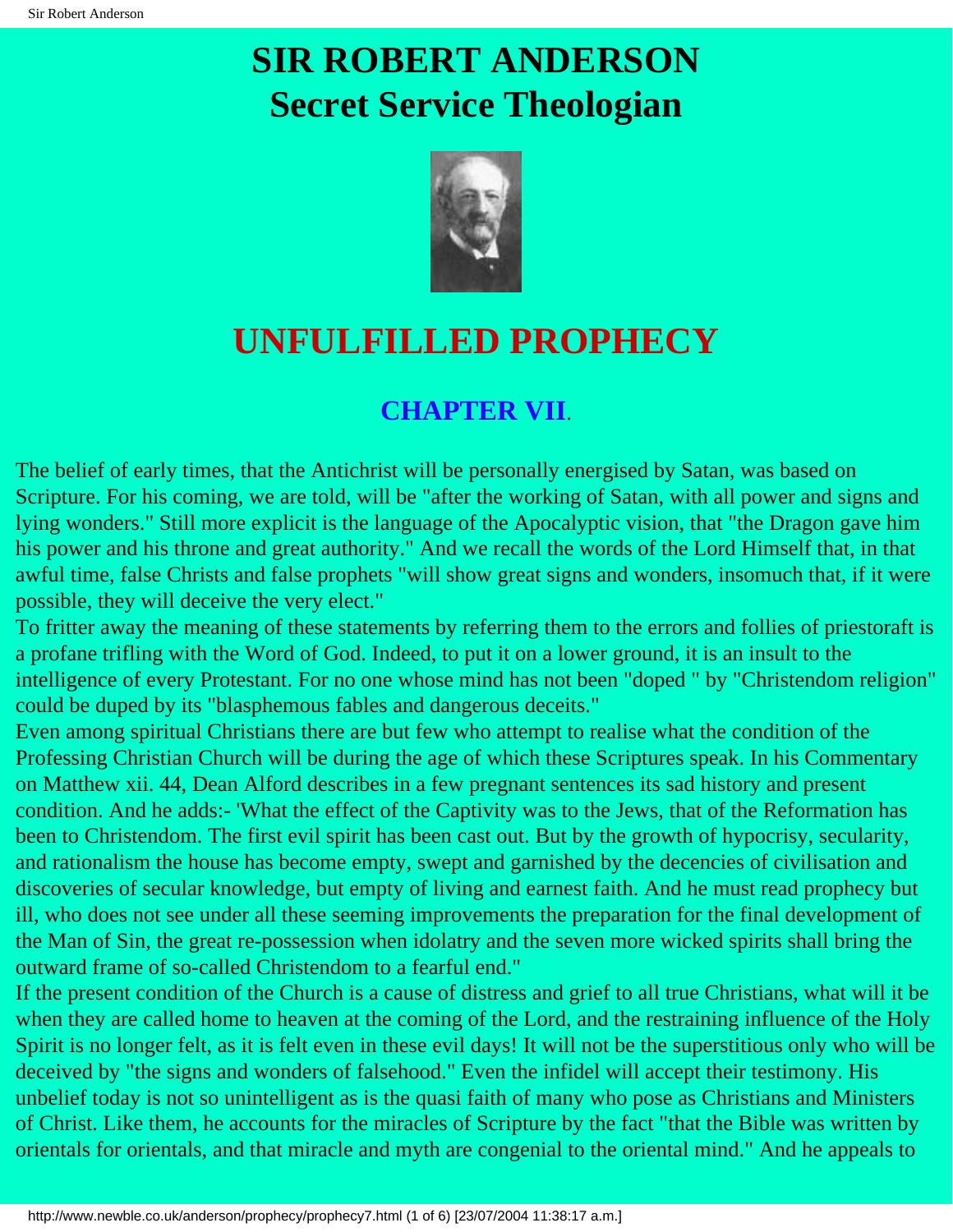# SIR ROBERT ANDERSON
# Secret Service Theologian

# UNFULFILLED PROPHECY

## CHAPTER VII.

The belief of early times, that the Antichrist will be personally energised by Satan, was based on Scripture. For his coming, we are told, will be "after the working of Satan, with all power and signs and lying wonders." Still more explicit is the language of the Apocalyptic vision, that "the Dragon gave him his power and his throne and great authority." And we recall the words of the Lord Himself that, in that awful time, false Christs and false prophets "will show great signs and wonders, insomuch that, if it were possible, they will deceive the very elect."

To fritter away the meaning of these statements by referring them to the errors and follies of priestoraft is a profane trifling with the Word of God. Indeed, to put it on a lower ground, it is an insult to the intelligence of every Protestant. For no one whose mind has not been "doped " by "Christendom religion" could be duped by its "blasphemous fables and dangerous deceits."

Even among spiritual Christians there are but few who attempt to realise what the condition of the Professing Christian Church will be during the age of which these Scriptures speak. In his Commentary on Matthew xii. 44, Dean Alford describes in a few pregnant sentences its sad history and present condition. And he adds:- 'What the effect of the Captivity was to the Jews, that of the Reformation has been to Christendom. The first evil spirit has been cast out. But by the growth of hypocrisy, secularity, and rationalism the house has become empty, swept and garnished by the decencies of civilisation and discoveries of secular knowledge, but empty of living and earnest faith. And he must read prophecy but ill, who does not see under all these seeming improvements the preparation for the final development of the Man of Sin, the great re-possession when idolatry and the seven more wicked spirits shall bring the outward frame of so-called Christendom to a fearful end."

If the present condition of the Church is a cause of distress and grief to all true Christians, what will it be when they are called home to heaven at the coming of the Lord, and the restraining influence of the Holy Spirit is no longer felt, as it is felt even in these evil days! It will not be the superstitious only who will be deceived by "the signs and wonders of falsehood." Even the infidel will accept their testimony. His unbelief today is not so unintelligent as is the quasi faith of many who pose as Christians and Ministers of Christ. Like them, he accounts for the miracles of Scripture by the fact "that the Bible was written by orientals for orientals, and that miracle and myth are congenial to the oriental mind." And he appeals to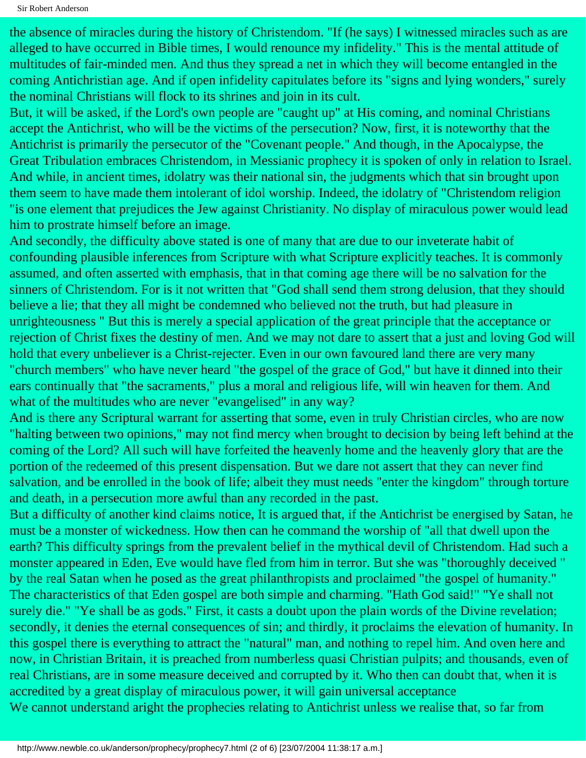the absence of miracles during the history of Christendom. "If (he says) I witnessed miracles such as are alleged to have occurred in Bible times, I would renounce my infidelity." This is the mental attitude of multitudes of fair-minded men. And thus they spread a net in which they will become entangled in the coming Antichristian age. And if open infidelity capitulates before its "signs and lying wonders," surely the nominal Christians will flock to its shrines and join in its cult.

But, it will be asked, if the Lord's own people are "caught up" at His coming, and nominal Christians accept the Antichrist, who will be the victims of the persecution? Now, first, it is noteworthy that the Antichrist is primarily the persecutor of the "Covenant people." And though, in the Apocalypse, the Great Tribulation embraces Christendom, in Messianic prophecy it is spoken of only in relation to Israel. And while, in ancient times, idolatry was their national sin, the judgments which that sin brought upon them seem to have made them intolerant of idol worship. Indeed, the idolatry of "Christendom religion "is one element that prejudices the Jew against Christianity. No display of miraculous power would lead him to prostrate himself before an image.

And secondly, the difficulty above stated is one of many that are due to our inveterate habit of confounding plausible inferences from Scripture with what Scripture explicitly teaches. It is commonly assumed, and often asserted with emphasis, that in that coming age there will be no salvation for the sinners of Christendom. For is it not written that "God shall send them strong delusion, that they should believe a lie; that they all might be condemned who believed not the truth, but had pleasure in unrighteousness " But this is merely a special application of the great principle that the acceptance or rejection of Christ fixes the destiny of men. And we may not dare to assert that a just and loving God will hold that every unbeliever is a Christ-rejecter. Even in our own favoured land there are very many "church members" who have never heard "the gospel of the grace of God," but have it dinned into their ears continually that "the sacraments," plus a moral and religious life, will win heaven for them. And what of the multitudes who are never "evangelised" in any way?

And is there any Scriptural warrant for asserting that some, even in truly Christian circles, who are now "halting between two opinions," may not find mercy when brought to decision by being left behind at the coming of the Lord? All such will have forfeited the heavenly home and the heavenly glory that are the portion of the redeemed of this present dispensation. But we dare not assert that they can never find salvation, and be enrolled in the book of life; albeit they must needs "enter the kingdom" through torture and death, in a persecution more awful than any recorded in the past.

But a difficulty of another kind claims notice, It is argued that, if the Antichrist be energised by Satan, he must be a monster of wickedness. How then can he command the worship of "all that dwell upon the earth? This difficulty springs from the prevalent belief in the mythical devil of Christendom. Had such a monster appeared in Eden, Eve would have fled from him in terror. But she was "thoroughly deceived " by the real Satan when he posed as the great philanthropists and proclaimed "the gospel of humanity." The characteristics of that Eden gospel are both simple and charming. "Hath God said!" "Ye shall not surely die." "Ye shall be as gods." First, it casts a doubt upon the plain words of the Divine revelation; secondly, it denies the eternal consequences of sin; and thirdly, it proclaims the elevation of humanity. In this gospel there is everything to attract the "natural" man, and nothing to repel him. And oven here and now, in Christian Britain, it is preached from numberless quasi Christian pulpits; and thousands, even of real Christians, are in some measure deceived and corrupted by it. Who then can doubt that, when it is accredited by a great display of miraculous power, it will gain universal acceptance

We cannot understand aright the prophecies relating to Antichrist unless we realise that, so far from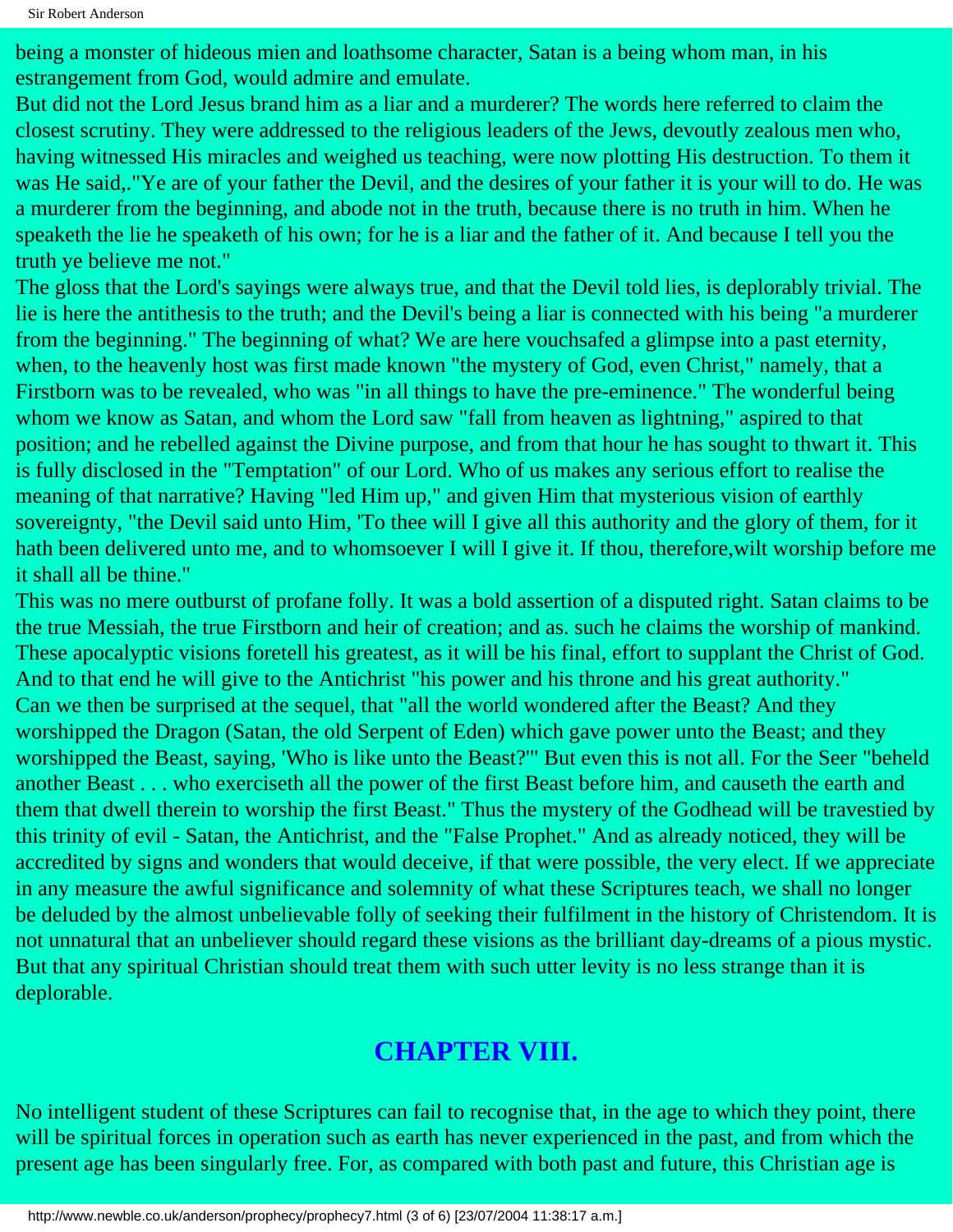being a monster of hideous mien and loathsome character, Satan is a being whom man, in his estrangement from God, would admire and emulate.

But did not the Lord Jesus brand him as a liar and a murderer? The words here referred to claim the closest scrutiny. They were addressed to the religious leaders of the Jews, devoutly zealous men who, having witnessed His miracles and weighed us teaching, were now plotting His destruction. To them it was He said,."Ye are of your father the Devil, and the desires of your father it is your will to do. He was a murderer from the beginning, and abode not in the truth, because there is no truth in him. When he speaketh the lie he speaketh of his own; for he is a liar and the father of it. And because I tell you the truth ye believe me not."

The gloss that the Lord's sayings were always true, and that the Devil told lies, is deplorably trivial. The lie is here the antithesis to the truth; and the Devil's being a liar is connected with his being "a murderer from the beginning." The beginning of what? We are here vouchsafed a glimpse into a past eternity, when, to the heavenly host was first made known "the mystery of God, even Christ," namely, that a Firstborn was to be revealed, who was "in all things to have the pre-eminence." The wonderful being whom we know as Satan, and whom the Lord saw "fall from heaven as lightning," aspired to that position; and he rebelled against the Divine purpose, and from that hour he has sought to thwart it. This is fully disclosed in the "Temptation" of our Lord. Who of us makes any serious effort to realise the meaning of that narrative? Having "led Him up," and given Him that mysterious vision of earthly sovereignty, "the Devil said unto Him, 'To thee will I give all this authority and the glory of them, for it hath been delivered unto me, and to whomsoever I will I give it. If thou, therefore,wilt worship before me it shall all be thine."

This was no mere outburst of profane folly. It was a bold assertion of a disputed right. Satan claims to be the true Messiah, the true Firstborn and heir of creation; and as. such he claims the worship of mankind. These apocalyptic visions foretell his greatest, as it will be his final, effort to supplant the Christ of God. And to that end he will give to the Antichrist "his power and his throne and his great authority."

Can we then be surprised at the sequel, that "all the world wondered after the Beast? And they worshipped the Dragon (Satan, the old Serpent of Eden) which gave power unto the Beast; and they worshipped the Beast, saying, 'Who is like unto the Beast?'" But even this is not all. For the Seer "beheld another Beast . . . who exerciseth all the power of the first Beast before him, and causeth the earth and them that dwell therein to worship the first Beast." Thus the mystery of the Godhead will be travestied by this trinity of evil - Satan, the Antichrist, and the "False Prophet." And as already noticed, they will be accredited by signs and wonders that would deceive, if that were possible, the very elect. If we appreciate in any measure the awful significance and solemnity of what these Scriptures teach, we shall no longer be deluded by the almost unbelievable folly of seeking their fulfilment in the history of Christendom. It is not unnatural that an unbeliever should regard these visions as the brilliant day-dreams of a pious mystic. But that any spiritual Christian should treat them with such utter levity is no less strange than it is deplorable.

## CHAPTER VIII.

No intelligent student of these Scriptures can fail to recognise that, in the age to which they point, there will be spiritual forces in operation such as earth has never experienced in the past, and from which the present age has been singularly free. For, as compared with both past and future, this Christian age is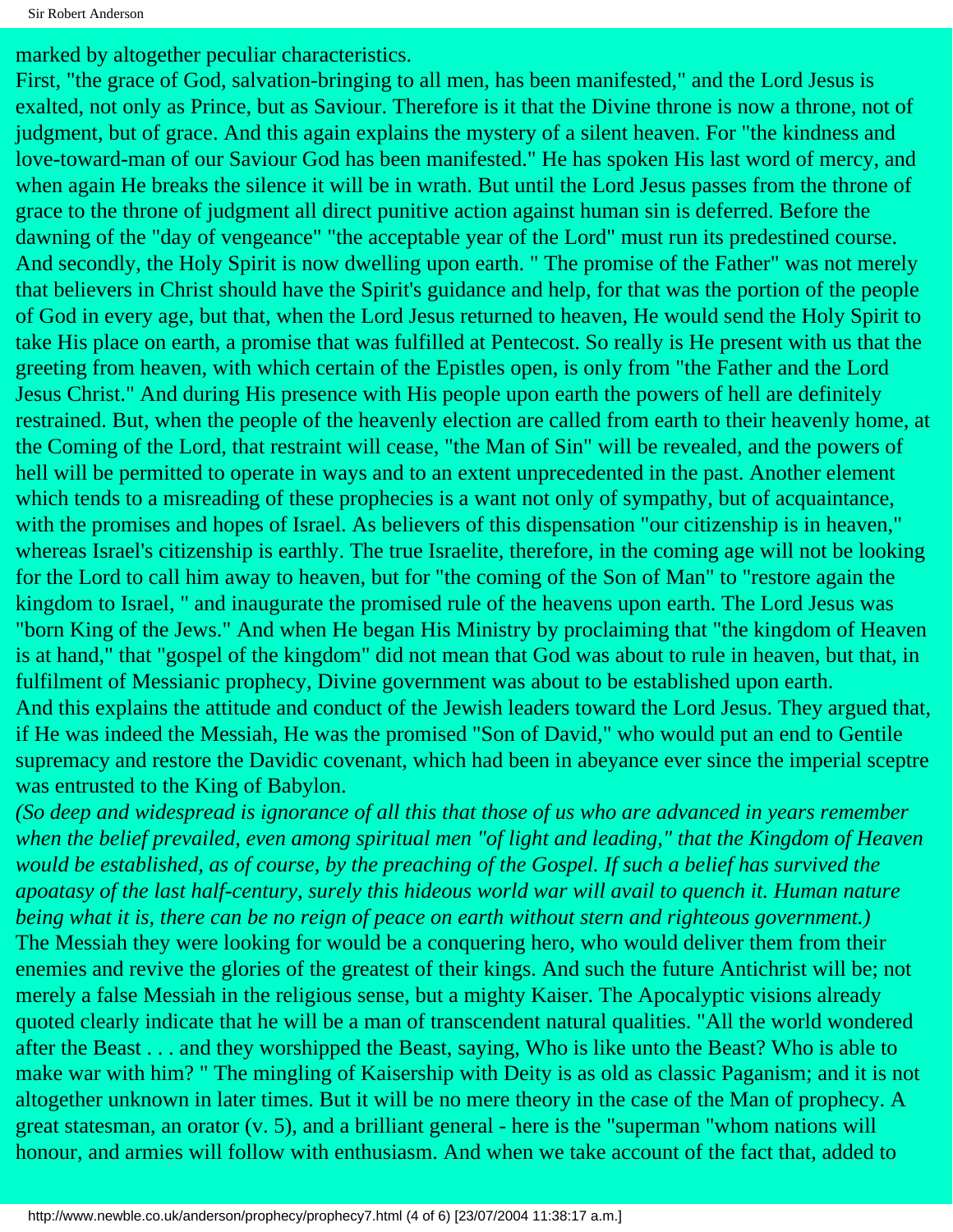marked by altogether peculiar characteristics.

First, "the grace of God, salvation-bringing to all men, has been manifested," and the Lord Jesus is exalted, not only as Prince, but as Saviour. Therefore is it that the Divine throne is now a throne, not of judgment, but of grace. And this again explains the mystery of a silent heaven. For "the kindness and love-toward-man of our Saviour God has been manifested." He has spoken His last word of mercy, and when again He breaks the silence it will be in wrath. But until the Lord Jesus passes from the throne of grace to the throne of judgment all direct punitive action against human sin is deferred. Before the dawning of the "day of vengeance" "the acceptable year of the Lord" must run its predestined course.

And secondly, the Holy Spirit is now dwelling upon earth. " The promise of the Father" was not merely that believers in Christ should have the Spirit's guidance and help, for that was the portion of the people of God in every age, but that, when the Lord Jesus returned to heaven, He would send the Holy Spirit to take His place on earth, a promise that was fulfilled at Pentecost. So really is He present with us that the greeting from heaven, with which certain of the Epistles open, is only from "the Father and the Lord Jesus Christ." And during His presence with His people upon earth the powers of hell are definitely restrained. But, when the people of the heavenly election are called from earth to their heavenly home, at the Coming of the Lord, that restraint will cease, "the Man of Sin" will be revealed, and the powers of hell will be permitted to operate in ways and to an extent unprecedented in the past. Another element which tends to a misreading of these prophecies is a want not only of sympathy, but of acquaintance, with the promises and hopes of Israel. As believers of this dispensation "our citizenship is in heaven," whereas Israel's citizenship is earthly. The true Israelite, therefore, in the coming age will not be looking for the Lord to call him away to heaven, but for "the coming of the Son of Man" to "restore again the kingdom to Israel, " and inaugurate the promised rule of the heavens upon earth. The Lord Jesus was "born King of the Jews." And when He began His Ministry by proclaiming that "the kingdom of Heaven is at hand," that "gospel of the kingdom" did not mean that God was about to rule in heaven, but that, in fulfilment of Messianic prophecy, Divine government was about to be established upon earth.

And this explains the attitude and conduct of the Jewish leaders toward the Lord Jesus. They argued that, if He was indeed the Messiah, He was the promised "Son of David," who would put an end to Gentile supremacy and restore the Davidic covenant, which had been in abeyance ever since the imperial sceptre was entrusted to the King of Babylon.

*(So deep and widespread is ignorance of all this that those of us who are advanced in years remember when the belief prevailed, even among spiritual men "of light and leading," that the Kingdom of Heaven would be established, as of course, by the preaching of the Gospel. If such a belief has survived the apoatasy of the last half-century, surely this hideous world war will avail to quench it. Human nature being what it is, there can be no reign of peace on earth without stern and righteous government.)*

The Messiah they were looking for would be a conquering hero, who would deliver them from their enemies and revive the glories of the greatest of their kings. And such the future Antichrist will be; not merely a false Messiah in the religious sense, but a mighty Kaiser. The Apocalyptic visions already quoted clearly indicate that he will be a man of transcendent natural qualities. "All the world wondered after the Beast . . . and they worshipped the Beast, saying, Who is like unto the Beast? Who is able to make war with him? " The mingling of Kaisership with Deity is as old as classic Paganism; and it is not altogether unknown in later times. But it will be no mere theory in the case of the Man of prophecy. A great statesman, an orator (v. 5), and a brilliant general - here is the "superman "whom nations will honour, and armies will follow with enthusiasm. And when we take account of the fact that, added to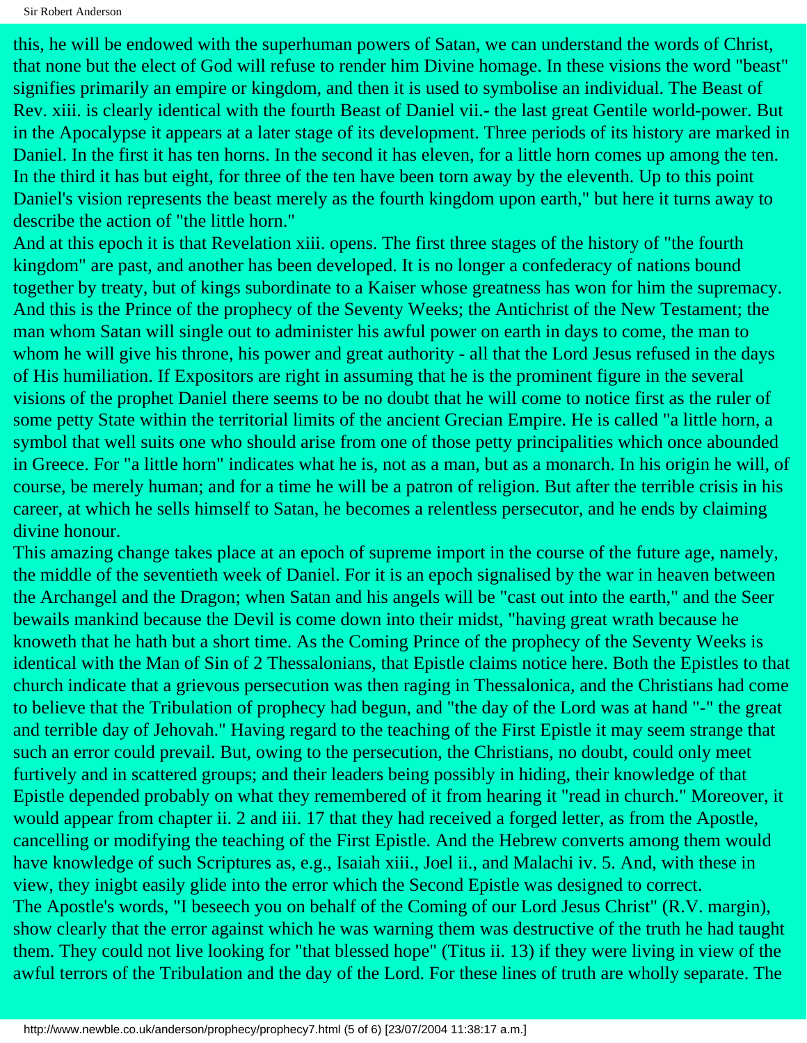this, he will be endowed with the superhuman powers of Satan, we can understand the words of Christ, that none but the elect of God will refuse to render him Divine homage. In these visions the word "beast" signifies primarily an empire or kingdom, and then it is used to symbolise an individual. The Beast of Rev. xiii. is clearly identical with the fourth Beast of Daniel vii.- the last great Gentile world-power. But in the Apocalypse it appears at a later stage of its development. Three periods of its history are marked in Daniel. In the first it has ten horns. In the second it has eleven, for a little horn comes up among the ten. In the third it has but eight, for three of the ten have been torn away by the eleventh. Up to this point Daniel's vision represents the beast merely as the fourth kingdom upon earth," but here it turns away to describe the action of "the little horn."

And at this epoch it is that Revelation xiii. opens. The first three stages of the history of "the fourth kingdom" are past, and another has been developed. It is no longer a confederacy of nations bound together by treaty, but of kings subordinate to a Kaiser whose greatness has won for him the supremacy. And this is the Prince of the prophecy of the Seventy Weeks; the Antichrist of the New Testament; the man whom Satan will single out to administer his awful power on earth in days to come, the man to whom he will give his throne, his power and great authority - all that the Lord Jesus refused in the days of His humiliation. If Expositors are right in assuming that he is the prominent figure in the several visions of the prophet Daniel there seems to be no doubt that he will come to notice first as the ruler of some petty State within the territorial limits of the ancient Grecian Empire. He is called "a little horn, a symbol that well suits one who should arise from one of those petty principalities which once abounded in Greece. For "a little horn" indicates what he is, not as a man, but as a monarch. In his origin he will, of course, be merely human; and for a time he will be a patron of religion. But after the terrible crisis in his career, at which he sells himself to Satan, he becomes a relentless persecutor, and he ends by claiming divine honour.

This amazing change takes place at an epoch of supreme import in the course of the future age, namely, the middle of the seventieth week of Daniel. For it is an epoch signalised by the war in heaven between the Archangel and the Dragon; when Satan and his angels will be "cast out into the earth," and the Seer bewails mankind because the Devil is come down into their midst, "having great wrath because he knoweth that he hath but a short time. As the Coming Prince of the prophecy of the Seventy Weeks is identical with the Man of Sin of 2 Thessalonians, that Epistle claims notice here. Both the Epistles to that church indicate that a grievous persecution was then raging in Thessalonica, and the Christians had come to believe that the Tribulation of prophecy had begun, and "the day of the Lord was at hand "-" the great and terrible day of Jehovah." Having regard to the teaching of the First Epistle it may seem strange that such an error could prevail. But, owing to the persecution, the Christians, no doubt, could only meet furtively and in scattered groups; and their leaders being possibly in hiding, their knowledge of that Epistle depended probably on what they remembered of it from hearing it "read in church." Moreover, it would appear from chapter ii. 2 and iii. 17 that they had received a forged letter, as from the Apostle, cancelling or modifying the teaching of the First Epistle. And the Hebrew converts among them would have knowledge of such Scriptures as, e.g., Isaiah xiii., Joel ii., and Malachi iv. 5. And, with these in view, they inigbt easily glide into the error which the Second Epistle was designed to correct.

The Apostle's words, "I beseech you on behalf of the Coming of our Lord Jesus Christ" (R.V. margin), show clearly that the error against which he was warning them was destructive of the truth he had taught them. They could not live looking for "that blessed hope" (Titus ii. 13) if they were living in view of the awful terrors of the Tribulation and the day of the Lord. For these lines of truth are wholly separate. The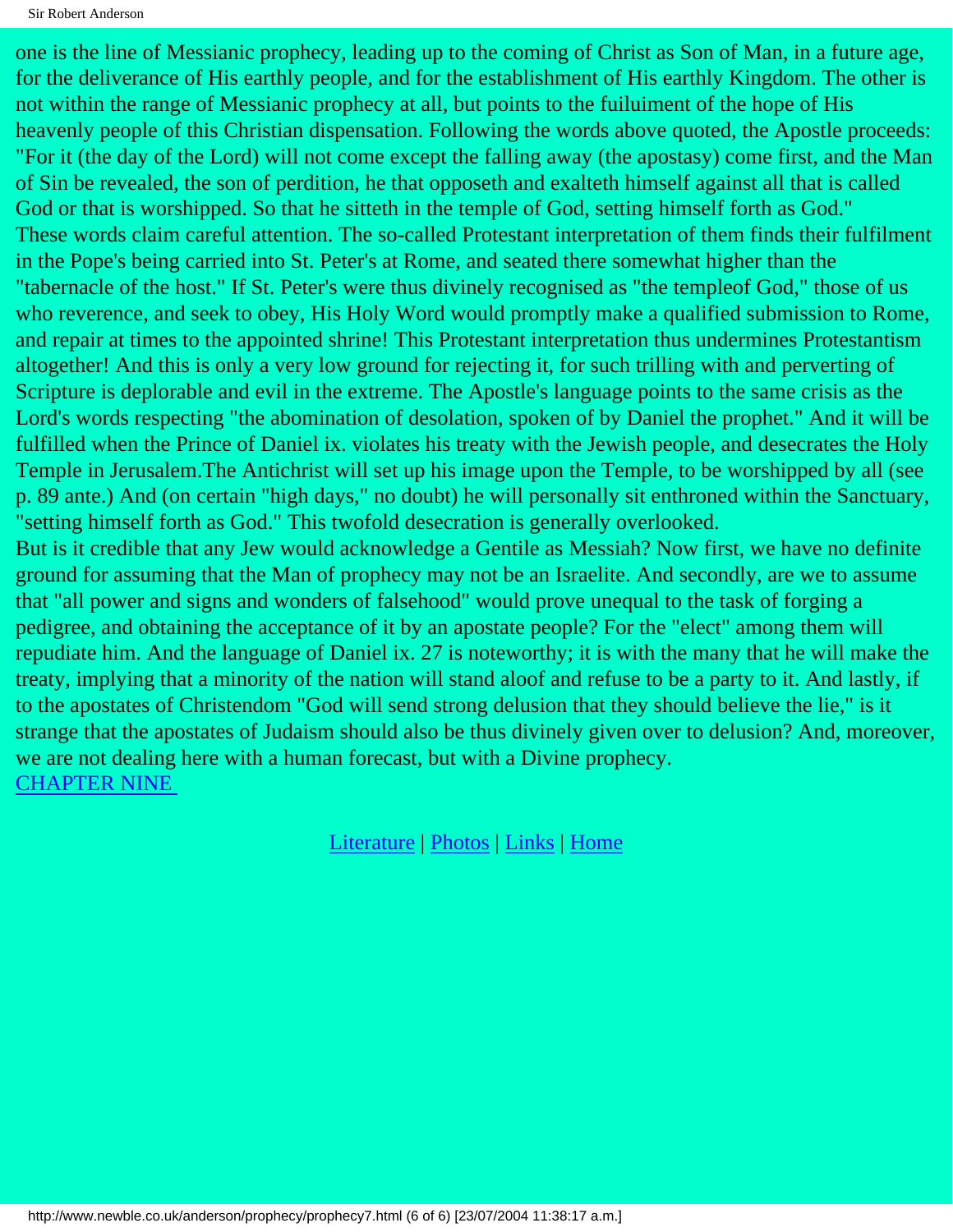one is the line of Messianic prophecy, leading up to the coming of Christ as Son of Man, in a future age, for the deliverance of His earthly people, and for the establishment of His earthly Kingdom. The other is not within the range of Messianic prophecy at all, but points to the fuiluiment of the hope of His heavenly people of this Christian dispensation. Following the words above quoted, the Apostle proceeds: "For it (the day of the Lord) will not come except the falling away (the apostasy) come first, and the Man of Sin be revealed, the son of perdition, he that opposeth and exalteth himself against all that is called God or that is worshipped. So that he sitteth in the temple of God, setting himself forth as God."

These words claim careful attention. The so-called Protestant interpretation of them finds their fulfilment in the Pope's being carried into St. Peter's at Rome, and seated there somewhat higher than the "tabernacle of the host." If St. Peter's were thus divinely recognised as "the templeof God," those of us who reverence, and seek to obey, His Holy Word would promptly make a qualified submission to Rome, and repair at times to the appointed shrine! This Protestant interpretation thus undermines Protestantism altogether! And this is only a very low ground for rejecting it, for such trilling with and perverting of Scripture is deplorable and evil in the extreme. The Apostle's language points to the same crisis as the Lord's words respecting "the abomination of desolation, spoken of by Daniel the prophet." And it will be fulfilled when the Prince of Daniel ix. violates his treaty with the Jewish people, and desecrates the Holy Temple in Jerusalem.The Antichrist will set up his image upon the Temple, to be worshipped by all (see p. 89 ante.) And (on certain "high days," no doubt) he will personally sit enthroned within the Sanctuary, "setting himself forth as God." This twofold desecration is generally overlooked.

But is it credible that any Jew would acknowledge a Gentile as Messiah? Now first, we have no definite ground for assuming that the Man of prophecy may not be an Israelite. And secondly, are we to assume that "all power and signs and wonders of falsehood" would prove unequal to the task of forging a pedigree, and obtaining the acceptance of it by an apostate people? For the "elect" among them will repudiate him. And the language of Daniel ix. 27 is noteworthy; it is with the many that he will make the treaty, implying that a minority of the nation will stand aloof and refuse to be a party to it. And lastly, if to the apostates of Christendom "God will send strong delusion that they should believe the lie," is it strange that the apostates of Judaism should also be thus divinely given over to delusion? And, moreover, we are not dealing here with a human forecast, but with a Divine prophecy.

CHAPTER NINE

Literature | Photos | Links | Home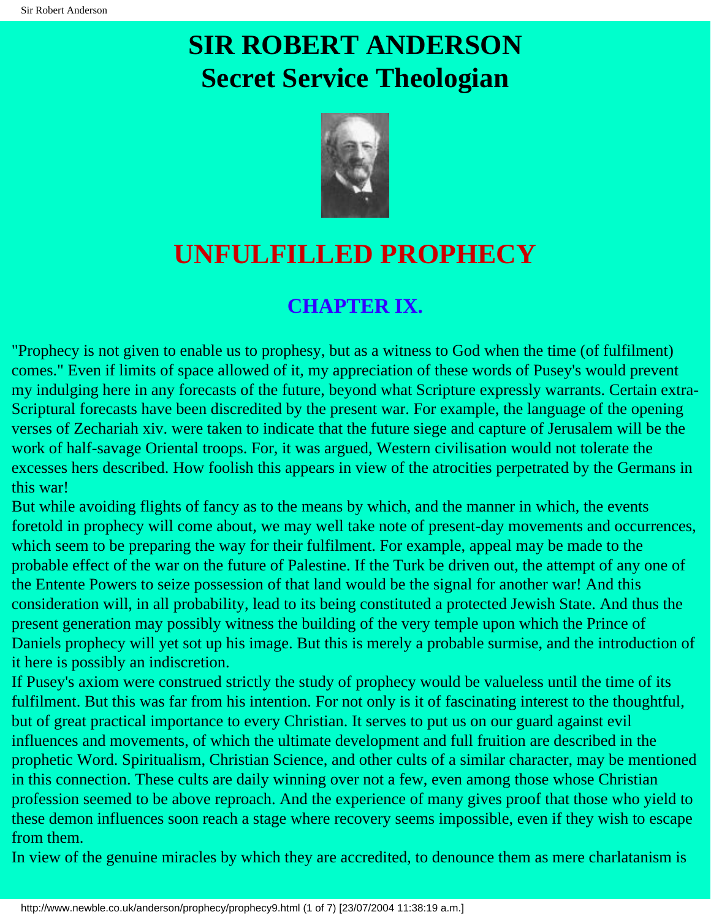# SIR ROBERT ANDERSON
# Secret Service Theologian

## UNFULFILLED PROPHECY

### CHAPTER IX.

"Prophecy is not given to enable us to prophesy, but as a witness to God when the time (of fulfilment) comes." Even if limits of space allowed of it, my appreciation of these words of Pusey's would prevent my indulging here in any forecasts of the future, beyond what Scripture expressly warrants. Certain extra-Scriptural forecasts have been discredited by the present war. For example, the language of the opening verses of Zechariah xiv. were taken to indicate that the future siege and capture of Jerusalem will be the work of half-savage Oriental troops. For, it was argued, Western civilisation would not tolerate the excesses hers described. How foolish this appears in view of the atrocities perpetrated by the Germans in this war!

But while avoiding flights of fancy as to the means by which, and the manner in which, the events foretold in prophecy will come about, we may well take note of present-day movements and occurrences, which seem to be preparing the way for their fulfilment. For example, appeal may be made to the probable effect of the war on the future of Palestine. If the Turk be driven out, the attempt of any one of the Entente Powers to seize possession of that land would be the signal for another war! And this consideration will, in all probability, lead to its being constituted a protected Jewish State. And thus the present generation may possibly witness the building of the very temple upon which the Prince of Daniels prophecy will yet sot up his image. But this is merely a probable surmise, and the introduction of it here is possibly an indiscretion.

If Pusey's axiom were construed strictly the study of prophecy would be valueless until the time of its fulfilment. But this was far from his intention. For not only is it of fascinating interest to the thoughtful, but of great practical importance to every Christian. It serves to put us on our guard against evil influences and movements, of which the ultimate development and full fruition are described in the prophetic Word. Spiritualism, Christian Science, and other cults of a similar character, may be mentioned in this connection. These cults are daily winning over not a few, even among those whose Christian profession seemed to be above reproach. And the experience of many gives proof that those who yield to these demon influences soon reach a stage where recovery seems impossible, even if they wish to escape from them.

In view of the genuine miracles by which they are accredited, to denounce them as mere charlatanism is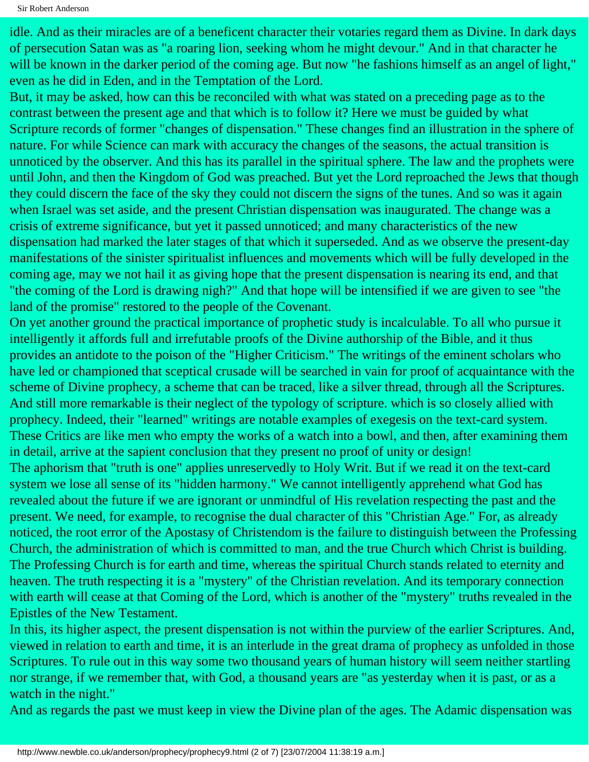idle. And as their miracles are of a beneficent character their votaries regard them as Divine. In dark days of persecution Satan was as "a roaring lion, seeking whom he might devour." And in that character he will be known in the darker period of the coming age. But now "he fashions himself as an angel of light," even as he did in Eden, and in the Temptation of the Lord.

But, it may be asked, how can this be reconciled with what was stated on a preceding page as to the contrast between the present age and that which is to follow it? Here we must be guided by what Scripture records of former "changes of dispensation." These changes find an illustration in the sphere of nature. For while Science can mark with accuracy the changes of the seasons, the actual transition is unnoticed by the observer. And this has its parallel in the spiritual sphere. The law and the prophets were until John, and then the Kingdom of God was preached. But yet the Lord reproached the Jews that though they could discern the face of the sky they could not discern the signs of the tunes. And so was it again when Israel was set aside, and the present Christian dispensation was inaugurated. The change was a crisis of extreme significance, but yet it passed unnoticed; and many characteristics of the new dispensation had marked the later stages of that which it superseded. And as we observe the present-day manifestations of the sinister spiritualist influences and movements which will be fully developed in the coming age, may we not hail it as giving hope that the present dispensation is nearing its end, and that "the coming of the Lord is drawing nigh?" And that hope will be intensified if we are given to see "the land of the promise" restored to the people of the Covenant.

On yet another ground the practical importance of prophetic study is incalculable. To all who pursue it intelligently it affords full and irrefutable proofs of the Divine authorship of the Bible, and it thus provides an antidote to the poison of the "Higher Criticism." The writings of the eminent scholars who have led or championed that sceptical crusade will be searched in vain for proof of acquaintance with the scheme of Divine prophecy, a scheme that can be traced, like a silver thread, through all the Scriptures. And still more remarkable is their neglect of the typology of scripture. which is so closely allied with prophecy. Indeed, their "learned" writings are notable examples of exegesis on the text-card system. These Critics are like men who empty the works of a watch into a bowl, and then, after examining them in detail, arrive at the sapient conclusion that they present no proof of unity or design!

The aphorism that "truth is one" applies unreservedly to Holy Writ. But if we read it on the text-card system we lose all sense of its "hidden harmony." We cannot intelligently apprehend what God has revealed about the future if we are ignorant or unmindful of His revelation respecting the past and the present. We need, for example, to recognise the dual character of this "Christian Age." For, as already noticed, the root error of the Apostasy of Christendom is the failure to distinguish between the Professing Church, the administration of which is committed to man, and the true Church which Christ is building. The Professing Church is for earth and time, whereas the spiritual Church stands related to eternity and heaven. The truth respecting it is a "mystery" of the Christian revelation. And its temporary connection with earth will cease at that Coming of the Lord, which is another of the "mystery" truths revealed in the Epistles of the New Testament.

In this, its higher aspect, the present dispensation is not within the purview of the earlier Scriptures. And, viewed in relation to earth and time, it is an interlude in the great drama of prophecy as unfolded in those Scriptures. To rule out in this way some two thousand years of human history will seem neither startling nor strange, if we remember that, with God, a thousand years are "as yesterday when it is past, or as a watch in the night."

And as regards the past we must keep in view the Divine plan of the ages. The Adamic dispensation was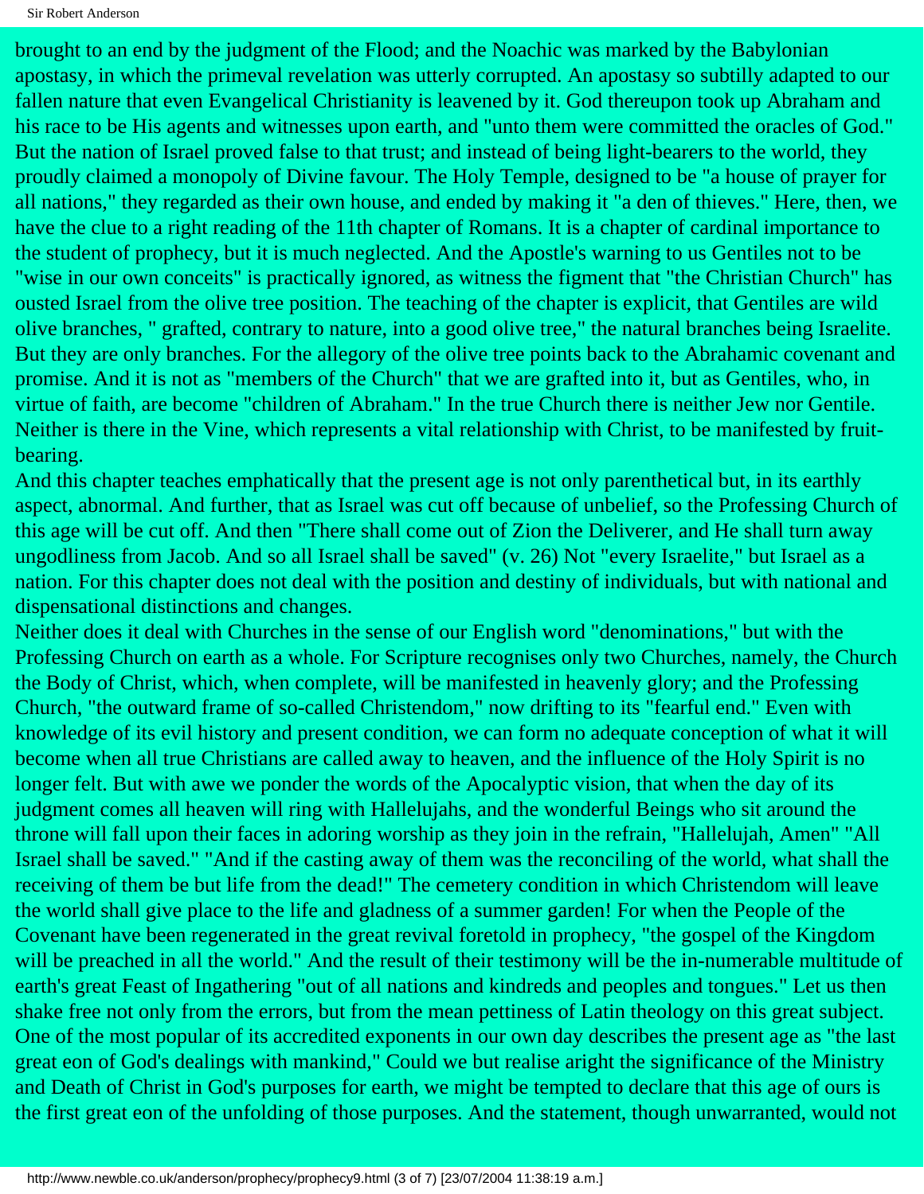brought to an end by the judgment of the Flood; and the Noachic was marked by the Babylonian apostasy, in which the primeval revelation was utterly corrupted. An apostasy so subtilly adapted to our fallen nature that even Evangelical Christianity is leavened by it. God thereupon took up Abraham and his race to be His agents and witnesses upon earth, and "unto them were committed the oracles of God." But the nation of Israel proved false to that trust; and instead of being light-bearers to the world, they proudly claimed a monopoly of Divine favour. The Holy Temple, designed to be "a house of prayer for all nations," they regarded as their own house, and ended by making it "a den of thieves." Here, then, we have the clue to a right reading of the 11th chapter of Romans. It is a chapter of cardinal importance to the student of prophecy, but it is much neglected. And the Apostle's warning to us Gentiles not to be "wise in our own conceits" is practically ignored, as witness the figment that "the Christian Church" has ousted Israel from the olive tree position. The teaching of the chapter is explicit, that Gentiles are wild olive branches, " grafted, contrary to nature, into a good olive tree," the natural branches being Israelite. But they are only branches. For the allegory of the olive tree points back to the Abrahamic covenant and promise. And it is not as "members of the Church" that we are grafted into it, but as Gentiles, who, in virtue of faith, are become "children of Abraham." In the true Church there is neither Jew nor Gentile. Neither is there in the Vine, which represents a vital relationship with Christ, to be manifested by fruit-bearing.

And this chapter teaches emphatically that the present age is not only parenthetical but, in its earthly aspect, abnormal. And further, that as Israel was cut off because of unbelief, so the Professing Church of this age will be cut off. And then "There shall come out of Zion the Deliverer, and He shall turn away ungodliness from Jacob. And so all Israel shall be saved" (v. 26) Not "every Israelite," but Israel as a nation. For this chapter does not deal with the position and destiny of individuals, but with national and dispensational distinctions and changes.

Neither does it deal with Churches in the sense of our English word "denominations," but with the Professing Church on earth as a whole. For Scripture recognises only two Churches, namely, the Church the Body of Christ, which, when complete, will be manifested in heavenly glory; and the Professing Church, "the outward frame of so-called Christendom," now drifting to its "fearful end." Even with knowledge of its evil history and present condition, we can form no adequate conception of what it will become when all true Christians are called away to heaven, and the influence of the Holy Spirit is no longer felt. But with awe we ponder the words of the Apocalyptic vision, that when the day of its judgment comes all heaven will ring with Hallelujahs, and the wonderful Beings who sit around the throne will fall upon their faces in adoring worship as they join in the refrain, "Hallelujah, Amen" "All Israel shall be saved." "And if the casting away of them was the reconciling of the world, what shall the receiving of them be but life from the dead!" The cemetery condition in which Christendom will leave the world shall give place to the life and gladness of a summer garden! For when the People of the Covenant have been regenerated in the great revival foretold in prophecy, "the gospel of the Kingdom will be preached in all the world." And the result of their testimony will be the in-numerable multitude of earth's great Feast of Ingathering "out of all nations and kindreds and peoples and tongues." Let us then shake free not only from the errors, but from the mean pettiness of Latin theology on this great subject. One of the most popular of its accredited exponents in our own day describes the present age as "the last great eon of God's dealings with mankind," Could we but realise aright the significance of the Ministry and Death of Christ in God's purposes for earth, we might be tempted to declare that this age of ours is the first great eon of the unfolding of those purposes. And the statement, though unwarranted, would not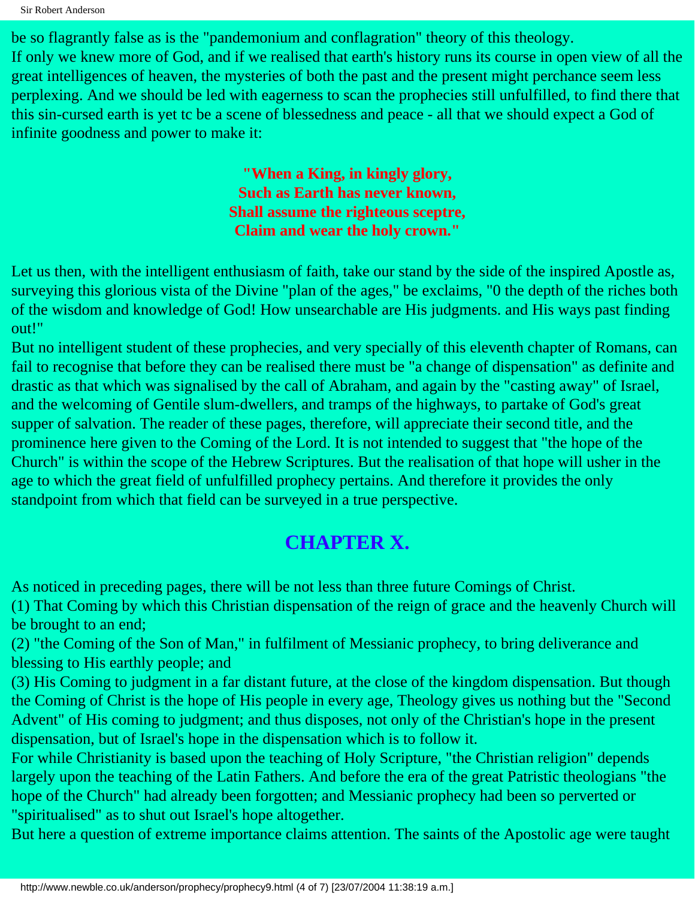be so flagrantly false as is the "pandemonium and conflagration" theory of this theology.

If only we knew more of God, and if we realised that earth's history runs its course in open view of all the great intelligences of heaven, the mysteries of both the past and the present might perchance seem less perplexing. And we should be led with eagerness to scan the prophecies still unfulfilled, to find there that this sin-cursed earth is yet tc be a scene of blessedness and peace - all that we should expect a God of infinite goodness and power to make it:

**"When a King, in kingly glory,**
**Such as Earth has never known,**
**Shall assume the righteous sceptre,**
**Claim and wear the holy crown."**

Let us then, with the intelligent enthusiasm of faith, take our stand by the side of the inspired Apostle as, surveying this glorious vista of the Divine "plan of the ages," be exclaims, "0 the depth of the riches both of the wisdom and knowledge of God! How unsearchable are His judgments. and His ways past finding out!"

But no intelligent student of these prophecies, and very specially of this eleventh chapter of Romans, can fail to recognise that before they can be realised there must be "a change of dispensation" as definite and drastic as that which was signalised by the call of Abraham, and again by the "casting away" of Israel, and the welcoming of Gentile slum-dwellers, and tramps of the highways, to partake of God's great supper of salvation. The reader of these pages, therefore, will appreciate their second title, and the prominence here given to the Coming of the Lord. It is not intended to suggest that "the hope of the Church" is within the scope of the Hebrew Scriptures. But the realisation of that hope will usher in the age to which the great field of unfulfilled prophecy pertains. And therefore it provides the only standpoint from which that field can be surveyed in a true perspective.

## CHAPTER X.

As noticed in preceding pages, there will be not less than three future Comings of Christ.

(1) That Coming by which this Christian dispensation of the reign of grace and the heavenly Church will be brought to an end;

(2) "the Coming of the Son of Man," in fulfilment of Messianic prophecy, to bring deliverance and blessing to His earthly people; and

(3) His Coming to judgment in a far distant future, at the close of the kingdom dispensation. But though the Coming of Christ is the hope of His people in every age, Theology gives us nothing but the "Second Advent" of His coming to judgment; and thus disposes, not only of the Christian's hope in the present dispensation, but of Israel's hope in the dispensation which is to follow it.

For while Christianity is based upon the teaching of Holy Scripture, "the Christian religion" depends largely upon the teaching of the Latin Fathers. And before the era of the great Patristic theologians "the hope of the Church" had already been forgotten; and Messianic prophecy had been so perverted or "spiritualised" as to shut out Israel's hope altogether.

But here a question of extreme importance claims attention. The saints of the Apostolic age were taught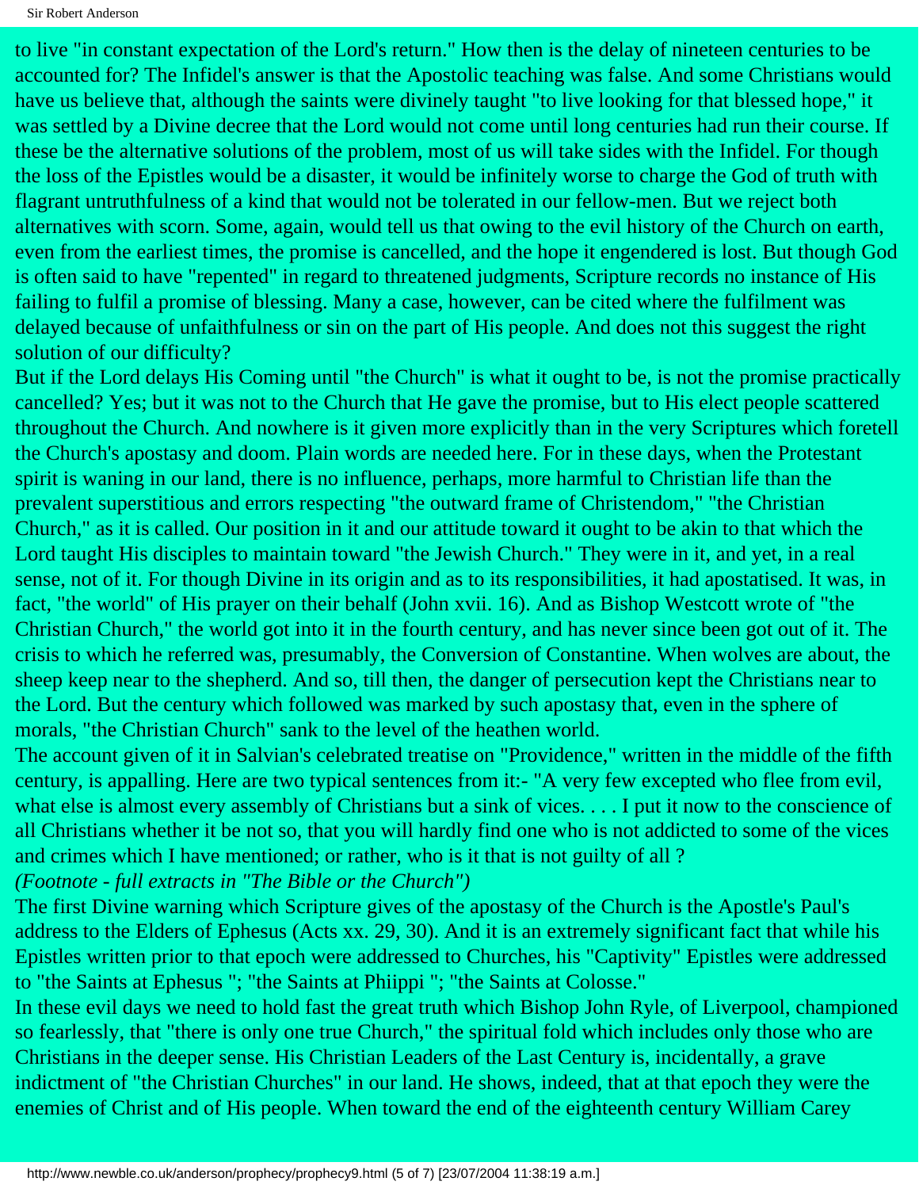to live "in constant expectation of the Lord's return." How then is the delay of nineteen centuries to be accounted for? The Infidel's answer is that the Apostolic teaching was false. And some Christians would have us believe that, although the saints were divinely taught "to live looking for that blessed hope," it was settled by a Divine decree that the Lord would not come until long centuries had run their course. If these be the alternative solutions of the problem, most of us will take sides with the Infidel. For though the loss of the Epistles would be a disaster, it would be infinitely worse to charge the God of truth with flagrant untruthfulness of a kind that would not be tolerated in our fellow-men. But we reject both alternatives with scorn. Some, again, would tell us that owing to the evil history of the Church on earth, even from the earliest times, the promise is cancelled, and the hope it engendered is lost. But though God is often said to have "repented" in regard to threatened judgments, Scripture records no instance of His failing to fulfil a promise of blessing. Many a case, however, can be cited where the fulfilment was delayed because of unfaithfulness or sin on the part of His people. And does not this suggest the right solution of our difficulty?

But if the Lord delays His Coming until "the Church" is what it ought to be, is not the promise practically cancelled? Yes; but it was not to the Church that He gave the promise, but to His elect people scattered throughout the Church. And nowhere is it given more explicitly than in the very Scriptures which foretell the Church's apostasy and doom. Plain words are needed here. For in these days, when the Protestant spirit is waning in our land, there is no influence, perhaps, more harmful to Christian life than the prevalent superstitious and errors respecting "the outward frame of Christendom," "the Christian Church," as it is called. Our position in it and our attitude toward it ought to be akin to that which the Lord taught His disciples to maintain toward "the Jewish Church." They were in it, and yet, in a real sense, not of it. For though Divine in its origin and as to its responsibilities, it had apostatised. It was, in fact, "the world" of His prayer on their behalf (John xvii. 16). And as Bishop Westcott wrote of "the Christian Church," the world got into it in the fourth century, and has never since been got out of it. The crisis to which he referred was, presumably, the Conversion of Constantine. When wolves are about, the sheep keep near to the shepherd. And so, till then, the danger of persecution kept the Christians near to the Lord. But the century which followed was marked by such apostasy that, even in the sphere of morals, "the Christian Church" sank to the level of the heathen world.

The account given of it in Salvian's celebrated treatise on "Providence," written in the middle of the fifth century, is appalling. Here are two typical sentences from it:- "A very few excepted who flee from evil, what else is almost every assembly of Christians but a sink of vices. . . . I put it now to the conscience of all Christians whether it be not so, that you will hardly find one who is not addicted to some of the vices and crimes which I have mentioned; or rather, who is it that is not guilty of all ?

*(Footnote - full extracts in "The Bible or the Church")*

The first Divine warning which Scripture gives of the apostasy of the Church is the Apostle's Paul's address to the Elders of Ephesus (Acts xx. 29, 30). And it is an extremely significant fact that while his Epistles written prior to that epoch were addressed to Churches, his "Captivity" Epistles were addressed to "the Saints at Ephesus "; "the Saints at Phiippi "; "the Saints at Colosse."

In these evil days we need to hold fast the great truth which Bishop John Ryle, of Liverpool, championed so fearlessly, that "there is only one true Church," the spiritual fold which includes only those who are Christians in the deeper sense. His Christian Leaders of the Last Century is, incidentally, a grave indictment of "the Christian Churches" in our land. He shows, indeed, that at that epoch they were the enemies of Christ and of His people. When toward the end of the eighteenth century William Carey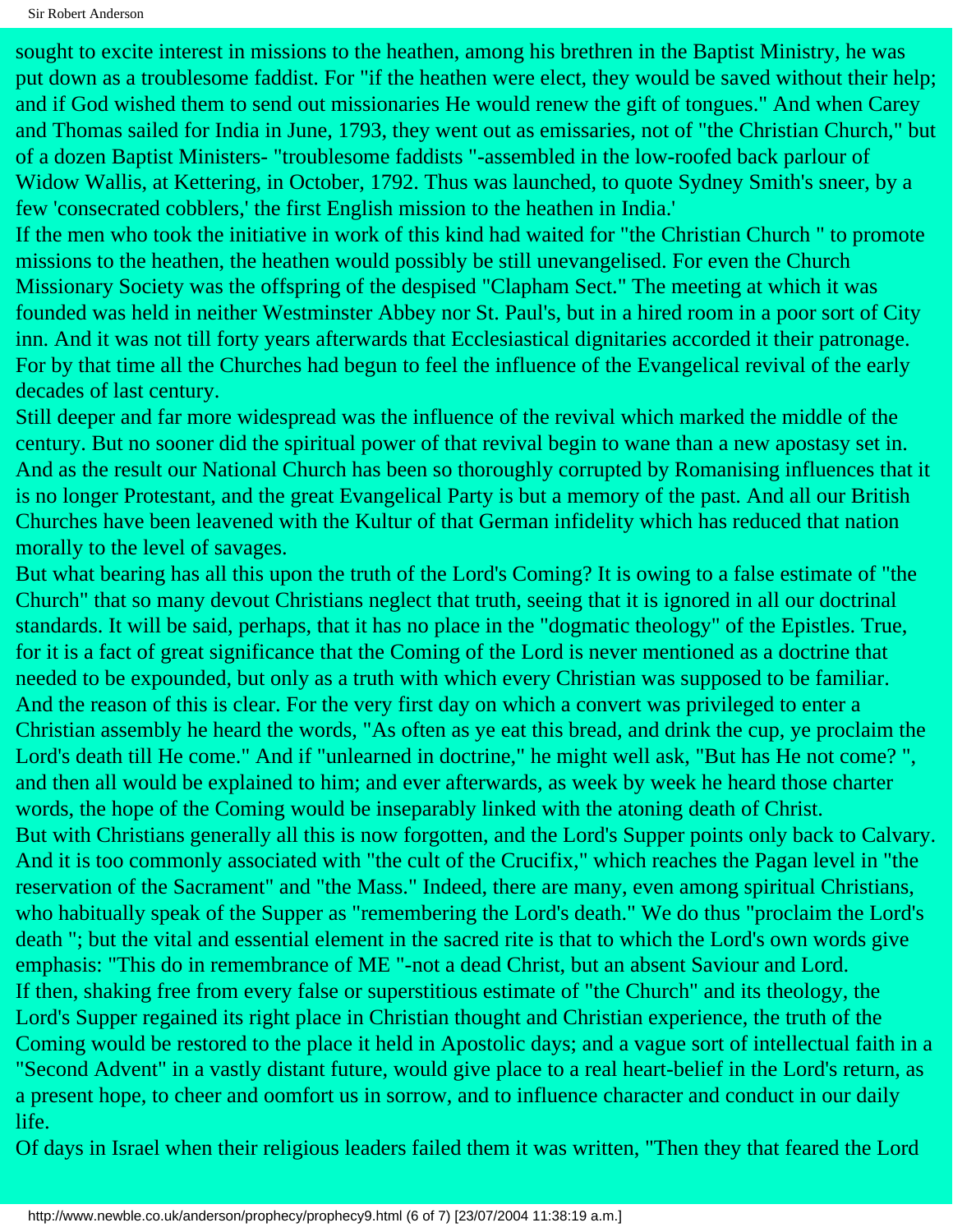sought to excite interest in missions to the heathen, among his brethren in the Baptist Ministry, he was put down as a troublesome faddist. For "if the heathen were elect, they would be saved without their help; and if God wished them to send out missionaries He would renew the gift of tongues." And when Carey and Thomas sailed for India in June, 1793, they went out as emissaries, not of "the Christian Church," but of a dozen Baptist Ministers- "troublesome faddists "-assembled in the low-roofed back parlour of Widow Wallis, at Kettering, in October, 1792. Thus was launched, to quote Sydney Smith's sneer, by a few 'consecrated cobblers,' the first English mission to the heathen in India.'

If the men who took the initiative in work of this kind had waited for "the Christian Church " to promote missions to the heathen, the heathen would possibly be still unevangelised. For even the Church Missionary Society was the offspring of the despised "Clapham Sect." The meeting at which it was founded was held in neither Westminster Abbey nor St. Paul's, but in a hired room in a poor sort of City inn. And it was not till forty years afterwards that Ecclesiastical dignitaries accorded it their patronage. For by that time all the Churches had begun to feel the influence of the Evangelical revival of the early decades of last century.

Still deeper and far more widespread was the influence of the revival which marked the middle of the century. But no sooner did the spiritual power of that revival begin to wane than a new apostasy set in. And as the result our National Church has been so thoroughly corrupted by Romanising influences that it is no longer Protestant, and the great Evangelical Party is but a memory of the past. And all our British Churches have been leavened with the Kultur of that German infidelity which has reduced that nation morally to the level of savages.

But what bearing has all this upon the truth of the Lord's Coming? It is owing to a false estimate of "the Church" that so many devout Christians neglect that truth, seeing that it is ignored in all our doctrinal standards. It will be said, perhaps, that it has no place in the "dogmatic theology" of the Epistles. True, for it is a fact of great significance that the Coming of the Lord is never mentioned as a doctrine that needed to be expounded, but only as a truth with which every Christian was supposed to be familiar. And the reason of this is clear. For the very first day on which a convert was privileged to enter a Christian assembly he heard the words, "As often as ye eat this bread, and drink the cup, ye proclaim the Lord's death till He come." And if "unlearned in doctrine," he might well ask, "But has He not come? ", and then all would be explained to him; and ever afterwards, as week by week he heard those charter words, the hope of the Coming would be inseparably linked with the atoning death of Christ.

But with Christians generally all this is now forgotten, and the Lord's Supper points only back to Calvary. And it is too commonly associated with "the cult of the Crucifix," which reaches the Pagan level in "the reservation of the Sacrament" and "the Mass." Indeed, there are many, even among spiritual Christians, who habitually speak of the Supper as "remembering the Lord's death." We do thus "proclaim the Lord's death "; but the vital and essential element in the sacred rite is that to which the Lord's own words give emphasis: "This do in remembrance of ME "-not a dead Christ, but an absent Saviour and Lord.

If then, shaking free from every false or superstitious estimate of "the Church" and its theology, the Lord's Supper regained its right place in Christian thought and Christian experience, the truth of the Coming would be restored to the place it held in Apostolic days; and a vague sort of intellectual faith in a "Second Advent" in a vastly distant future, would give place to a real heart-belief in the Lord's return, as a present hope, to cheer and oomfort us in sorrow, and to influence character and conduct in our daily life.

Of days in Israel when their religious leaders failed them it was written, "Then they that feared the Lord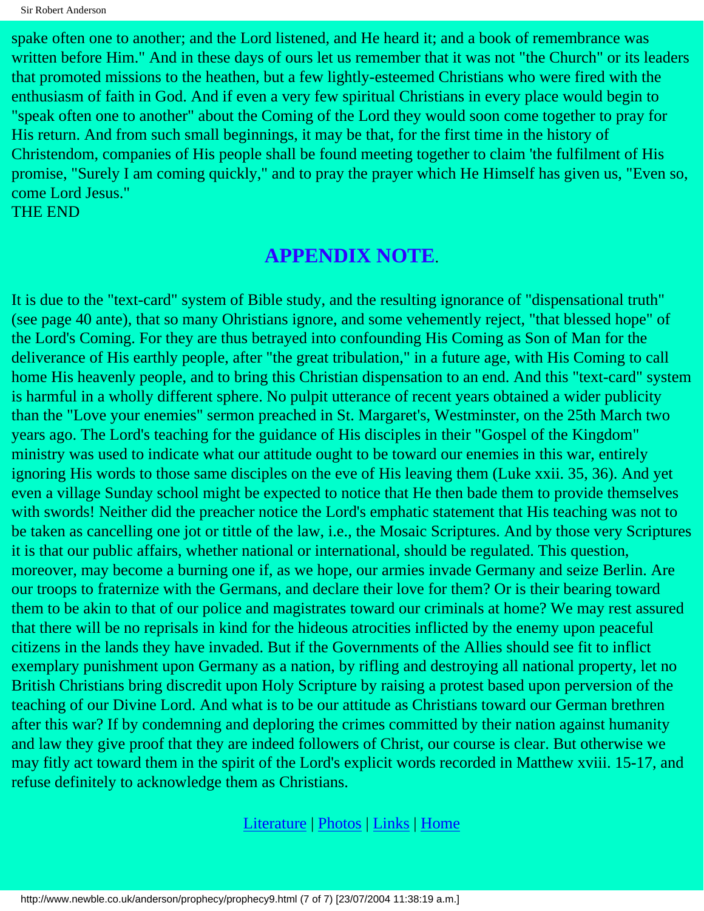spake often one to another; and the Lord listened, and He heard it; and a book of remembrance was written before Him." And in these days of ours let us remember that it was not "the Church" or its leaders that promoted missions to the heathen, but a few lightly-esteemed Christians who were fired with the enthusiasm of faith in God. And if even a very few spiritual Christians in every place would begin to "speak often one to another" about the Coming of the Lord they would soon come together to pray for His return. And from such small beginnings, it may be that, for the first time in the history of Christendom, companies of His people shall be found meeting together to claim 'the fulfilment of His promise, "Surely I am coming quickly," and to pray the prayer which He Himself has given us, "Even so, come Lord Jesus."

THE END

## APPENDIX NOTE.

It is due to the "text-card" system of Bible study, and the resulting ignorance of "dispensational truth" (see page 40 ante), that so many Ohristians ignore, and some vehemently reject, "that blessed hope" of the Lord's Coming. For they are thus betrayed into confounding His Coming as Son of Man for the deliverance of His earthly people, after "the great tribulation," in a future age, with His Coming to call home His heavenly people, and to bring this Christian dispensation to an end. And this "text-card" system is harmful in a wholly different sphere. No pulpit utterance of recent years obtained a wider publicity than the "Love your enemies" sermon preached in St. Margaret's, Westminster, on the 25th March two years ago. The Lord's teaching for the guidance of His disciples in their "Gospel of the Kingdom" ministry was used to indicate what our attitude ought to be toward our enemies in this war, entirely ignoring His words to those same disciples on the eve of His leaving them (Luke xxii. 35, 36). And yet even a village Sunday school might be expected to notice that He then bade them to provide themselves with swords! Neither did the preacher notice the Lord's emphatic statement that His teaching was not to be taken as cancelling one jot or tittle of the law, i.e., the Mosaic Scriptures. And by those very Scriptures it is that our public affairs, whether national or international, should be regulated. This question, moreover, may become a burning one if, as we hope, our armies invade Germany and seize Berlin. Are our troops to fraternize with the Germans, and declare their love for them? Or is their bearing toward them to be akin to that of our police and magistrates toward our criminals at home? We may rest assured that there will be no reprisals in kind for the hideous atrocities inflicted by the enemy upon peaceful citizens in the lands they have invaded. But if the Governments of the Allies should see fit to inflict exemplary punishment upon Germany as a nation, by rifling and destroying all national property, let no British Christians bring discredit upon Holy Scripture by raising a protest based upon perversion of the teaching of our Divine Lord. And what is to be our attitude as Christians toward our German brethren after this war? If by condemning and deploring the crimes committed by their nation against humanity and law they give proof that they are indeed followers of Christ, our course is clear. But otherwise we may fitly act toward them in the spirit of the Lord's explicit words recorded in Matthew xviii. 15-17, and refuse definitely to acknowledge them as Christians.

Literature | Photos | Links | Home